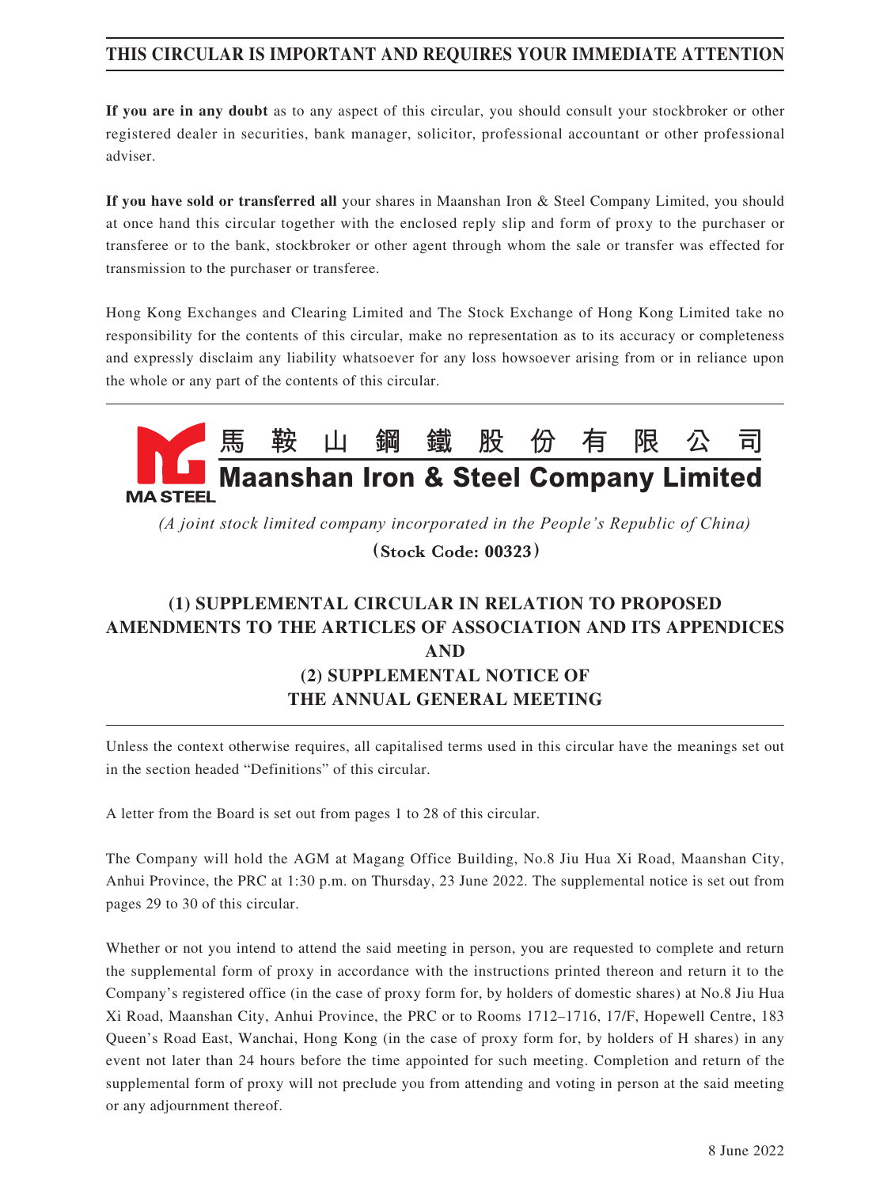**THIS CIRCULAR IS IMPORTANT AND REQUIRES YOUR IMMEDIATE ATTENTION**

**If you are in any doubt** as to any aspect of this circular, you should consult your stockbroker or other registered dealer in securities, bank manager, solicitor, professional accountant or other professional adviser.

**If you have sold or transferred all** your shares in Maanshan Iron & Steel Company Limited, you should at once hand this circular together with the enclosed reply slip and form of proxy to the purchaser or transferee or to the bank, stockbroker or other agent through whom the sale or transfer was effected for transmission to the purchaser or transferee.

Hong Kong Exchanges and Clearing Limited and The Stock Exchange of Hong Kong Limited take no responsibility for the contents of this circular, make no representation as to its accuracy or completeness and expressly disclaim any liability whatsoever for any loss howsoever arising from or in reliance upon the whole or any part of the contents of this circular.

MA STEEL

# 馬鞍山鋼鐵股份有限公司
# Maanshan Iron & Steel Company Limited

*(A joint stock limited company incorporated in the People's Republic of China)*

**(Stock Code: 00323)**

## (1) SUPPLEMENTAL CIRCULAR IN RELATION TO PROPOSED AMENDMENTS TO THE ARTICLES OF ASSOCIATION AND ITS APPENDICES AND (2) SUPPLEMENTAL NOTICE OF THE ANNUAL GENERAL MEETING

Unless the context otherwise requires, all capitalised terms used in this circular have the meanings set out in the section headed "Definitions" of this circular.

A letter from the Board is set out from pages 1 to 28 of this circular.

The Company will hold the AGM at Magang Office Building, No.8 Jiu Hua Xi Road, Maanshan City, Anhui Province, the PRC at 1:30 p.m. on Thursday, 23 June 2022. The supplemental notice is set out from pages 29 to 30 of this circular.

Whether or not you intend to attend the said meeting in person, you are requested to complete and return the supplemental form of proxy in accordance with the instructions printed thereon and return it to the Company's registered office (in the case of proxy form for, by holders of domestic shares) at No.8 Jiu Hua Xi Road, Maanshan City, Anhui Province, the PRC or to Rooms 1712–1716, 17/F, Hopewell Centre, 183 Queen's Road East, Wanchai, Hong Kong (in the case of proxy form for, by holders of H shares) in any event not later than 24 hours before the time appointed for such meeting. Completion and return of the supplemental form of proxy will not preclude you from attending and voting in person at the said meeting or any adjournment thereof.

8 June 2022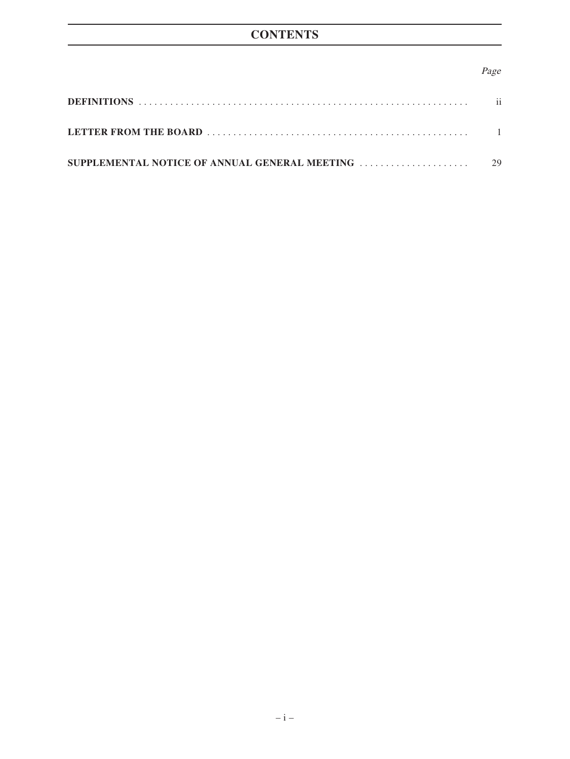# CONTENTS

| | Page |
|---|---|
| **DEFINITIONS** | ii |
| **LETTER FROM THE BOARD** | 1 |
| **SUPPLEMENTAL NOTICE OF ANNUAL GENERAL MEETING** | 29 |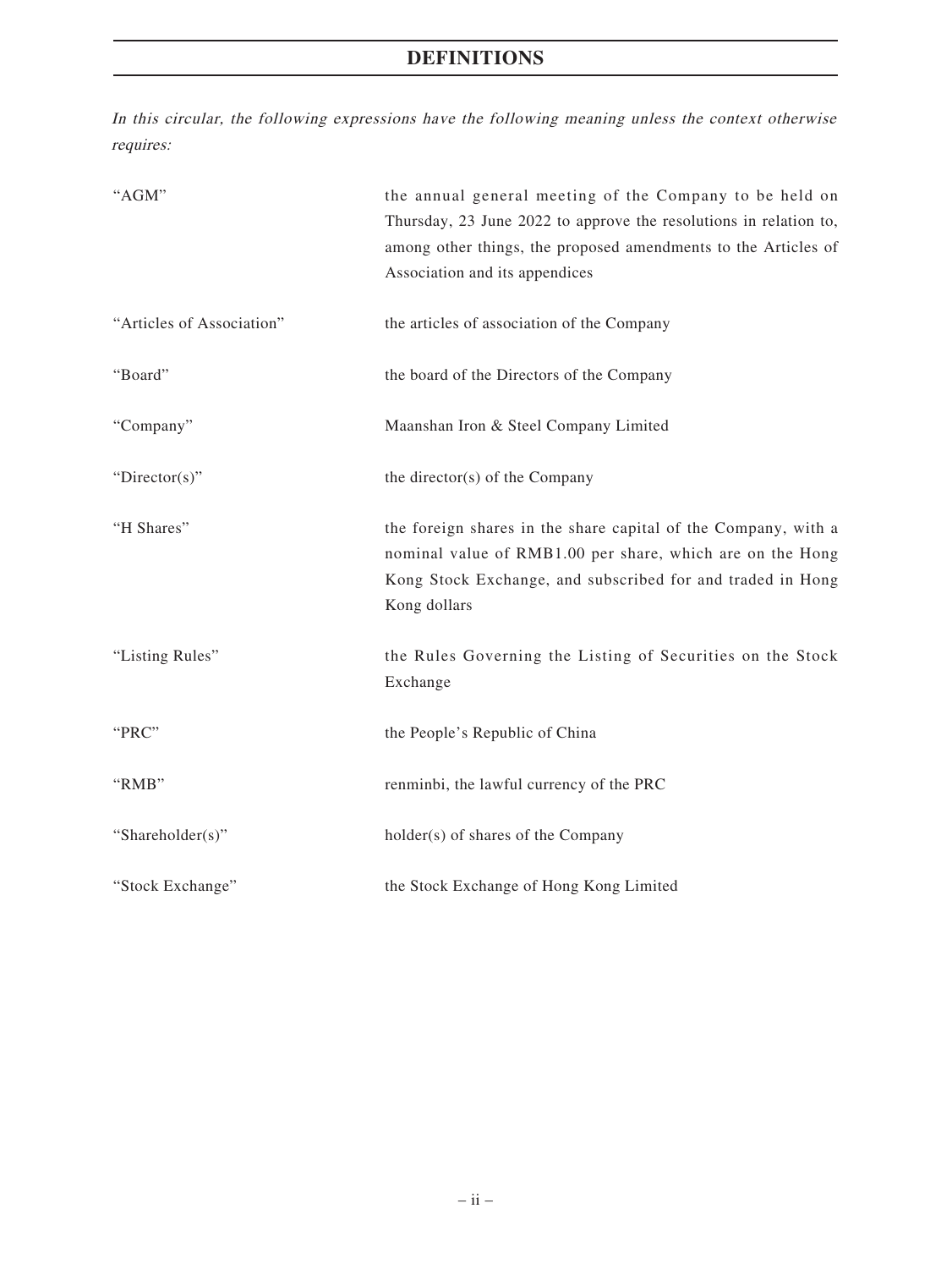# DEFINITIONS

*In this circular, the following expressions have the following meaning unless the context otherwise requires:*

| | |
|---|---|
| "AGM" | the annual general meeting of the Company to be held on Thursday, 23 June 2022 to approve the resolutions in relation to, among other things, the proposed amendments to the Articles of Association and its appendices |
| "Articles of Association" | the articles of association of the Company |
| "Board" | the board of the Directors of the Company |
| "Company" | Maanshan Iron & Steel Company Limited |
| "Director(s)" | the director(s) of the Company |
| "H Shares" | the foreign shares in the share capital of the Company, with a nominal value of RMB1.00 per share, which are on the Hong Kong Stock Exchange, and subscribed for and traded in Hong Kong dollars |
| "Listing Rules" | the Rules Governing the Listing of Securities on the Stock Exchange |
| "PRC" | the People's Republic of China |
| "RMB" | renminbi, the lawful currency of the PRC |
| "Shareholder(s)" | holder(s) of shares of the Company |
| "Stock Exchange" | the Stock Exchange of Hong Kong Limited |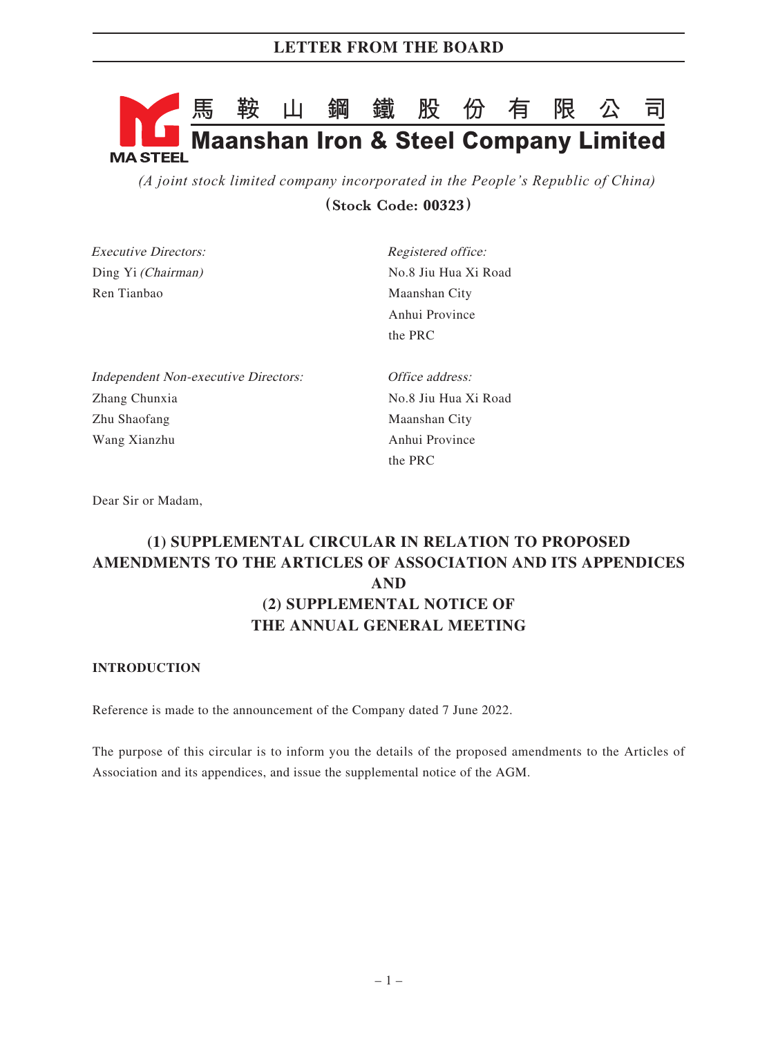# 馬 鞍 山 鋼 鐵 股 份 有 限 公 司
# Maanshan Iron & Steel Company Limited

MA STEEL

*(A joint stock limited company incorporated in the People's Republic of China)*

**(Stock Code: 00323)**

*Executive Directors:*
Ding Yi *(Chairman)*
Ren Tianbao

*Registered office:*
No.8 Jiu Hua Xi Road
Maanshan City
Anhui Province
the PRC

*Independent Non-executive Directors:*
Zhang Chunxia
Zhu Shaofang
Wang Xianzhu

*Office address:*
No.8 Jiu Hua Xi Road
Maanshan City
Anhui Province
the PRC

Dear Sir or Madam,

## (1) SUPPLEMENTAL CIRCULAR IN RELATION TO PROPOSED AMENDMENTS TO THE ARTICLES OF ASSOCIATION AND ITS APPENDICES AND (2) SUPPLEMENTAL NOTICE OF THE ANNUAL GENERAL MEETING

### INTRODUCTION

Reference is made to the announcement of the Company dated 7 June 2022.

The purpose of this circular is to inform you the details of the proposed amendments to the Articles of Association and its appendices, and issue the supplemental notice of the AGM.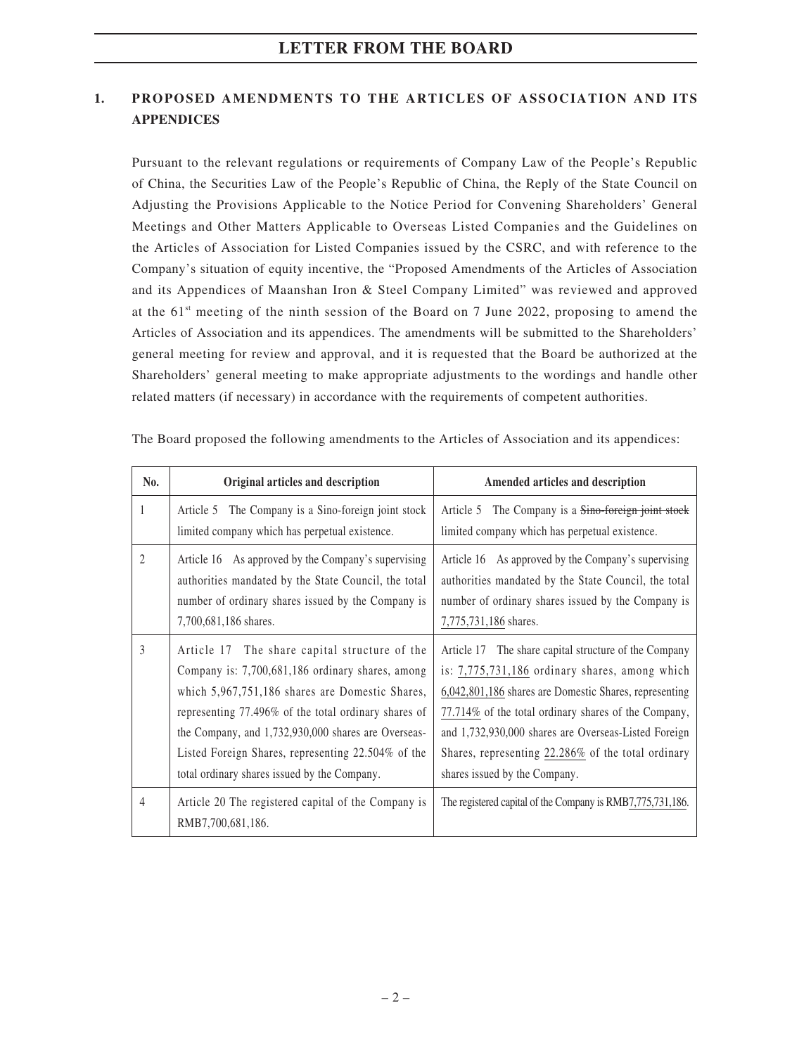## 1. PROPOSED AMENDMENTS TO THE ARTICLES OF ASSOCIATION AND ITS APPENDICES

Pursuant to the relevant regulations or requirements of Company Law of the People's Republic of China, the Securities Law of the People's Republic of China, the Reply of the State Council on Adjusting the Provisions Applicable to the Notice Period for Convening Shareholders' General Meetings and Other Matters Applicable to Overseas Listed Companies and the Guidelines on the Articles of Association for Listed Companies issued by the CSRC, and with reference to the Company's situation of equity incentive, the "Proposed Amendments of the Articles of Association and its Appendices of Maanshan Iron & Steel Company Limited" was reviewed and approved at the 61st meeting of the ninth session of the Board on 7 June 2022, proposing to amend the Articles of Association and its appendices. The amendments will be submitted to the Shareholders' general meeting for review and approval, and it is requested that the Board be authorized at the Shareholders' general meeting to make appropriate adjustments to the wordings and handle other related matters (if necessary) in accordance with the requirements of competent authorities.

The Board proposed the following amendments to the Articles of Association and its appendices:

| No. | Original articles and description | Amended articles and description |
|---|---|---|
| 1 | Article 5 The Company is a Sino-foreign joint stock limited company which has perpetual existence. | Article 5 The Company is a ~~Sino-foreign joint stock~~ limited company which has perpetual existence. |
| 2 | Article 16 As approved by the Company's supervising authorities mandated by the State Council, the total number of ordinary shares issued by the Company is 7,700,681,186 shares. | Article 16 As approved by the Company's supervising authorities mandated by the State Council, the total number of ordinary shares issued by the Company is <u>7,775,731,186</u> shares. |
| 3 | Article 17 The share capital structure of the Company is: 7,700,681,186 ordinary shares, among which 5,967,751,186 shares are Domestic Shares, representing 77.496% of the total ordinary shares of the Company, and 1,732,930,000 shares are Overseas-Listed Foreign Shares, representing 22.504% of the total ordinary shares issued by the Company. | Article 17 The share capital structure of the Company is: <u>7,775,731,186</u> ordinary shares, among which <u>6,042,801,186</u> shares are Domestic Shares, representing <u>77.714%</u> of the total ordinary shares of the Company, and 1,732,930,000 shares are Overseas-Listed Foreign Shares, representing <u>22.286%</u> of the total ordinary shares issued by the Company. |
| 4 | Article 20 The registered capital of the Company is RMB7,700,681,186. | The registered capital of the Company is RMB<u>7,775,731,186</u>. |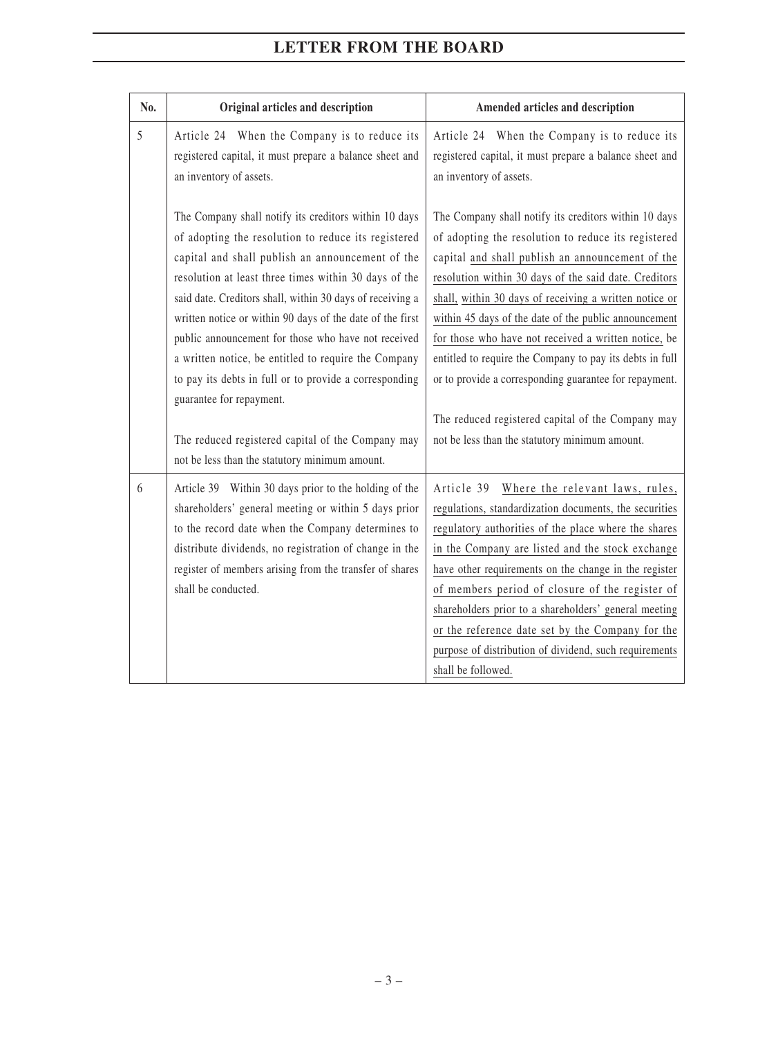| No. | Original articles and description | Amended articles and description |
|---|---|---|
| 5 | Article 24 When the Company is to reduce its registered capital, it must prepare a balance sheet and an inventory of assets.<br><br>The Company shall notify its creditors within 10 days of adopting the resolution to reduce its registered capital and shall publish an announcement of the resolution at least three times within 30 days of the said date. Creditors shall, within 30 days of receiving a written notice or within 90 days of the date of the first public announcement for those who have not received a written notice, be entitled to require the Company to pay its debts in full or to provide a corresponding guarantee for repayment.<br><br>The reduced registered capital of the Company may not be less than the statutory minimum amount. | Article 24 When the Company is to reduce its registered capital, it must prepare a balance sheet and an inventory of assets.<br><br>The Company shall notify its creditors within 10 days of adopting the resolution to reduce its registered capital and shall publish an announcement of the resolution within 30 days of the said date. Creditors shall, within 30 days of receiving a written notice or within 45 days of the date of the public announcement for those who have not received a written notice, be entitled to require the Company to pay its debts in full or to provide a corresponding guarantee for repayment.<br><br>The reduced registered capital of the Company may not be less than the statutory minimum amount. |
| 6 | Article 39 Within 30 days prior to the holding of the shareholders' general meeting or within 5 days prior to the record date when the Company determines to distribute dividends, no registration of change in the register of members arising from the transfer of shares shall be conducted. | Article 39 Where the relevant laws, rules, regulations, standardization documents, the securities regulatory authorities of the place where the shares in the Company are listed and the stock exchange have other requirements on the change in the register of members period of closure of the register of shareholders prior to a shareholders' general meeting or the reference date set by the Company for the purpose of distribution of dividend, such requirements shall be followed. |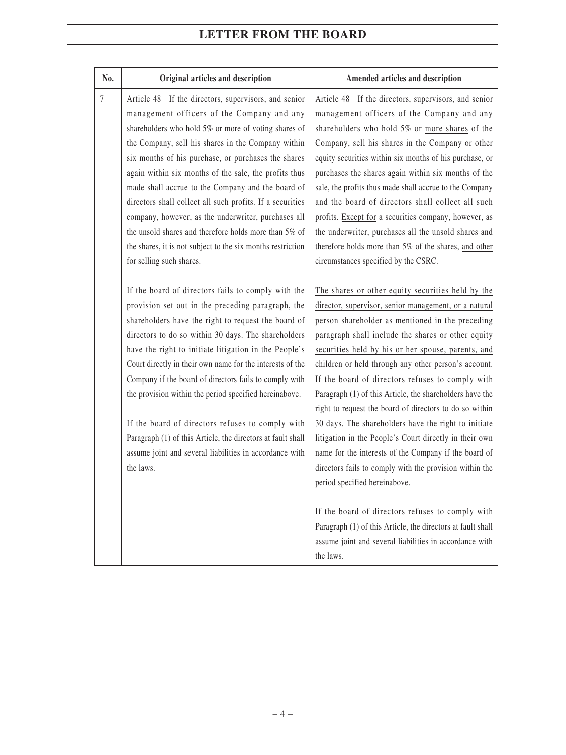| No. | Original articles and description | Amended articles and description |
|---|---|---|
| 7 | Article 48 If the directors, supervisors, and senior management officers of the Company and any shareholders who hold 5% or more of voting shares of the Company, sell his shares in the Company within six months of his purchase, or purchases the shares again within six months of the sale, the profits thus made shall accrue to the Company and the board of directors shall collect all such profits. If a securities company, however, as the underwriter, purchases all the unsold shares and therefore holds more than 5% of the shares, it is not subject to the six months restriction for selling such shares.<br><br>If the board of directors fails to comply with the provision set out in the preceding paragraph, the shareholders have the right to request the board of directors to do so within 30 days. The shareholders have the right to initiate litigation in the People's Court directly in their own name for the interests of the Company if the board of directors fails to comply with the provision within the period specified hereinabove.<br><br>If the board of directors refuses to comply with Paragraph (1) of this Article, the directors at fault shall assume joint and several liabilities in accordance with the laws. | Article 48 If the directors, supervisors, and senior management officers of the Company and any shareholders who hold 5% or more shares of the Company, sell his shares in the Company or other equity securities within six months of his purchase, or purchases the shares again within six months of the sale, the profits thus made shall accrue to the Company and the board of directors shall collect all such profits. Except for a securities company, however, as the underwriter, purchases all the unsold shares and therefore holds more than 5% of the shares, and other circumstances specified by the CSRC.<br><br>The shares or other equity securities held by the director, supervisor, senior management, or a natural person shareholder as mentioned in the preceding paragraph shall include the shares or other equity securities held by his or her spouse, parents, and children or held through any other person's account. If the board of directors refuses to comply with Paragraph (1) of this Article, the shareholders have the right to request the board of directors to do so within 30 days. The shareholders have the right to initiate litigation in the People's Court directly in their own name for the interests of the Company if the board of directors fails to comply with the provision within the period specified hereinabove.<br><br>If the board of directors refuses to comply with Paragraph (1) of this Article, the directors at fault shall assume joint and several liabilities in accordance with the laws. |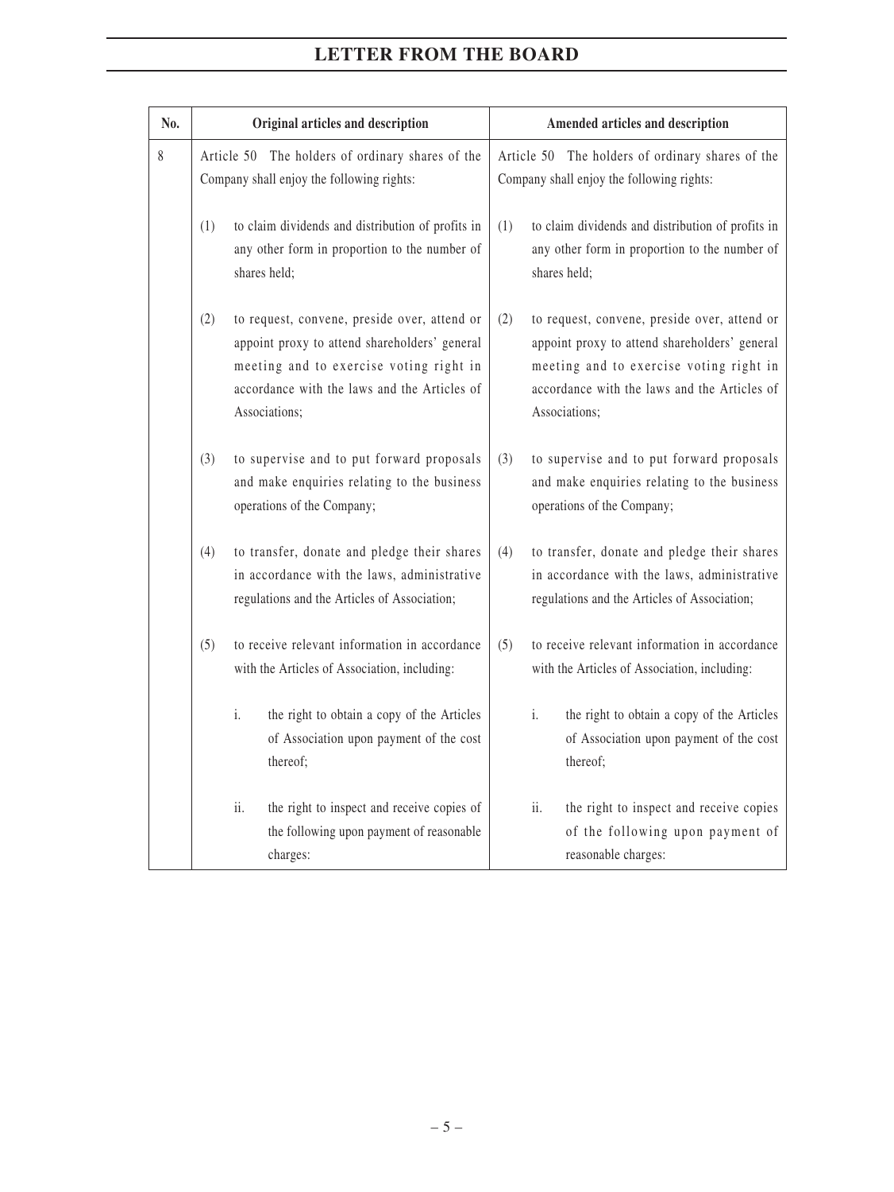# LETTER FROM THE BOARD

| No. | Original articles and description | Amended articles and description |
|---|---|---|
| 8 | Article 50 The holders of ordinary shares of the Company shall enjoy the following rights:<br><br>(1) to claim dividends and distribution of profits in any other form in proportion to the number of shares held;<br><br>(2) to request, convene, preside over, attend or appoint proxy to attend shareholders' general meeting and to exercise voting right in accordance with the laws and the Articles of Associations;<br><br>(3) to supervise and to put forward proposals and make enquiries relating to the business operations of the Company;<br><br>(4) to transfer, donate and pledge their shares in accordance with the laws, administrative regulations and the Articles of Association;<br><br>(5) to receive relevant information in accordance with the Articles of Association, including:<br><br>i. the right to obtain a copy of the Articles of Association upon payment of the cost thereof;<br><br>ii. the right to inspect and receive copies of the following upon payment of reasonable charges: | Article 50 The holders of ordinary shares of the Company shall enjoy the following rights:<br><br>(1) to claim dividends and distribution of profits in any other form in proportion to the number of shares held;<br><br>(2) to request, convene, preside over, attend or appoint proxy to attend shareholders' general meeting and to exercise voting right in accordance with the laws and the Articles of Associations;<br><br>(3) to supervise and to put forward proposals and make enquiries relating to the business operations of the Company;<br><br>(4) to transfer, donate and pledge their shares in accordance with the laws, administrative regulations and the Articles of Association;<br><br>(5) to receive relevant information in accordance with the Articles of Association, including:<br><br>i. the right to obtain a copy of the Articles of Association upon payment of the cost thereof;<br><br>ii. the right to inspect and receive copies of the following upon payment of reasonable charges: |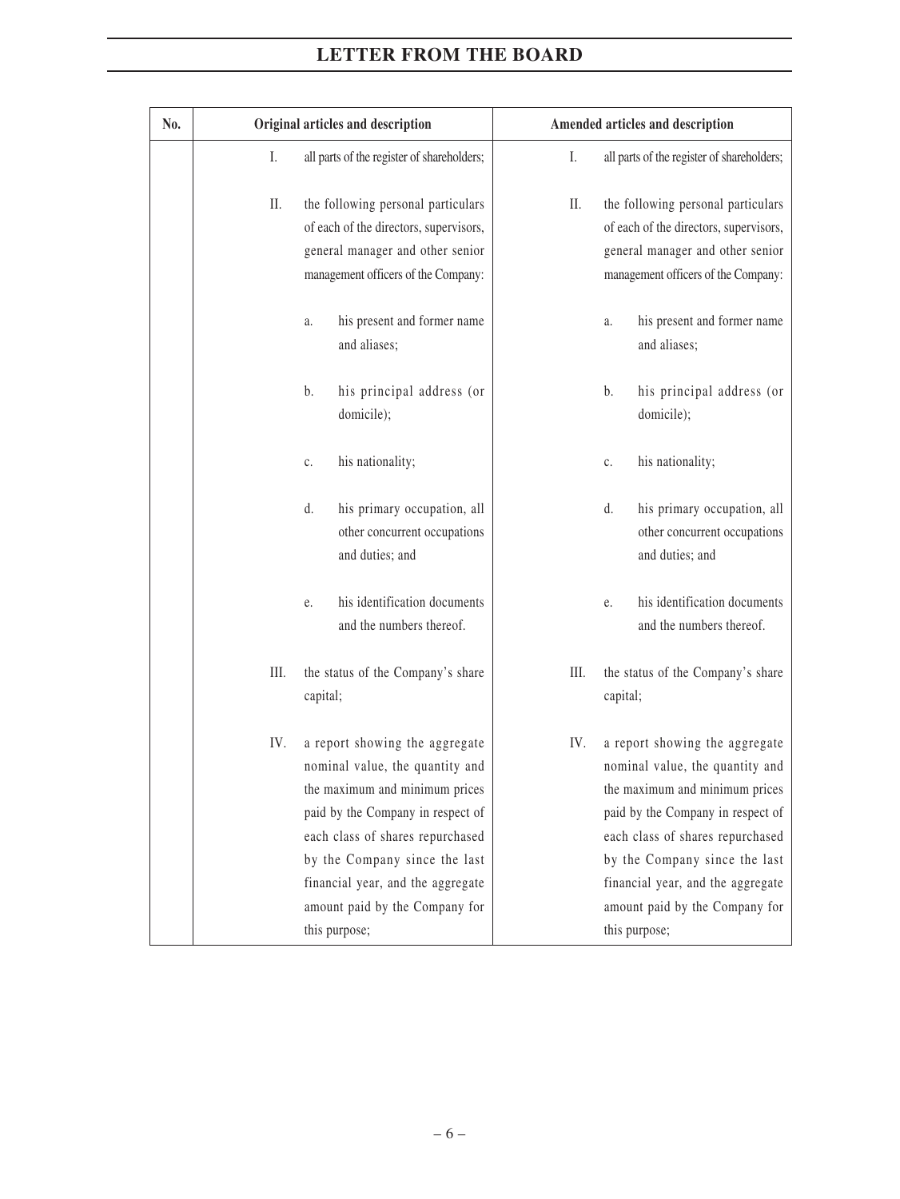| No. | Original articles and description | Amended articles and description |
|---|---|---|
| | I. all parts of the register of shareholders;<br><br>II. the following personal particulars of each of the directors, supervisors, general manager and other senior management officers of the Company:<br><br>a. his present and former name and aliases;<br><br>b. his principal address (or domicile);<br><br>c. his nationality;<br><br>d. his primary occupation, all other concurrent occupations and duties; and<br><br>e. his identification documents and the numbers thereof.<br><br>III. the status of the Company's share capital;<br><br>IV. a report showing the aggregate nominal value, the quantity and the maximum and minimum prices paid by the Company in respect of each class of shares repurchased by the Company since the last financial year, and the aggregate amount paid by the Company for this purpose; | I. all parts of the register of shareholders;<br><br>II. the following personal particulars of each of the directors, supervisors, general manager and other senior management officers of the Company:<br><br>a. his present and former name and aliases;<br><br>b. his principal address (or domicile);<br><br>c. his nationality;<br><br>d. his primary occupation, all other concurrent occupations and duties; and<br><br>e. his identification documents and the numbers thereof.<br><br>III. the status of the Company's share capital;<br><br>IV. a report showing the aggregate nominal value, the quantity and the maximum and minimum prices paid by the Company in respect of each class of shares repurchased by the Company since the last financial year, and the aggregate amount paid by the Company for this purpose; |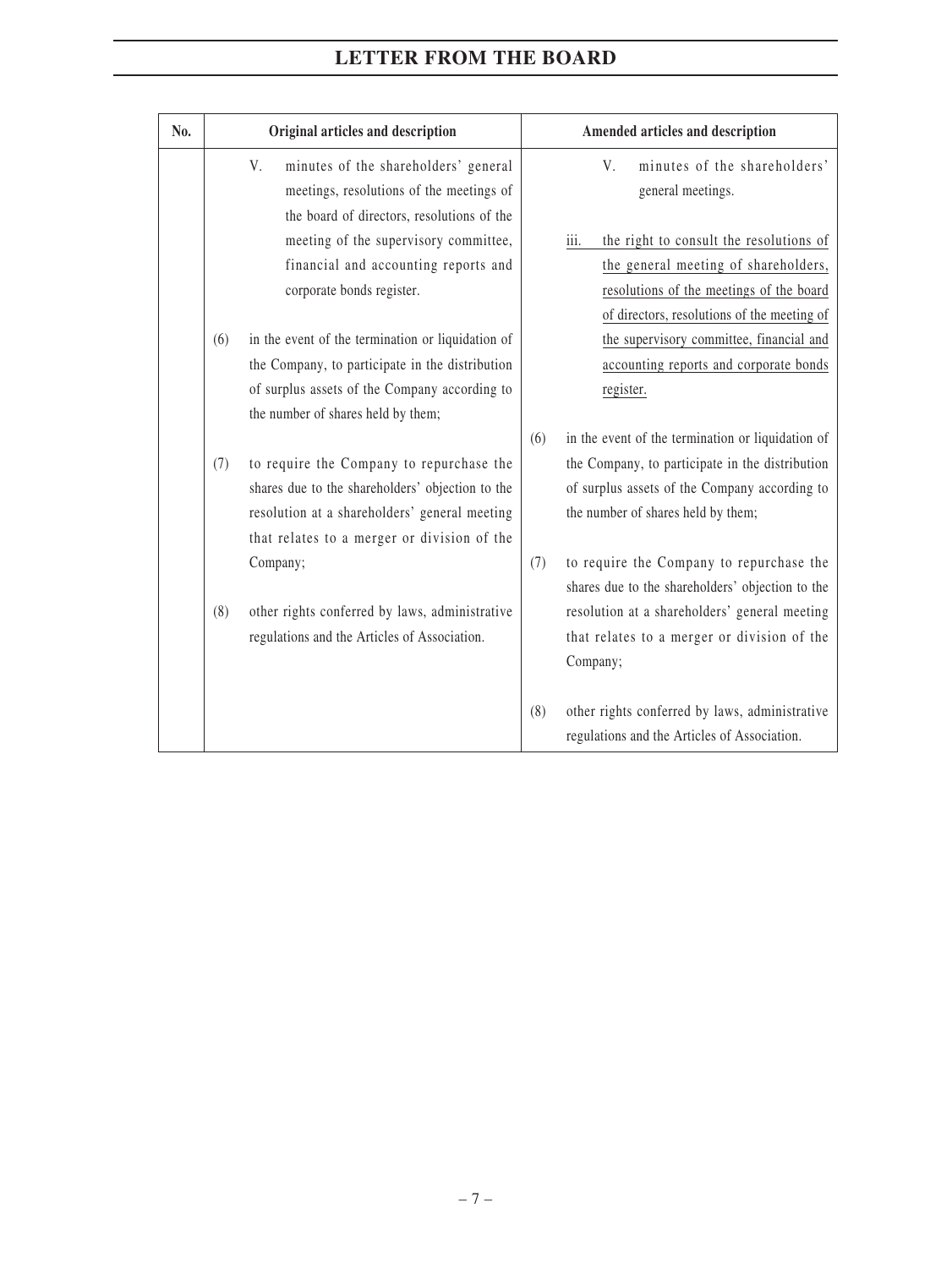| No. | Original articles and description | Amended articles and description |
| --- | --- | --- |
| | V. minutes of the shareholders' general meetings, resolutions of the meetings of the board of directors, resolutions of the meeting of the supervisory committee, financial and accounting reports and corporate bonds register.<br><br>(6) in the event of the termination or liquidation of the Company, to participate in the distribution of surplus assets of the Company according to the number of shares held by them;<br><br>(7) to require the Company to repurchase the shares due to the shareholders' objection to the resolution at a shareholders' general meeting that relates to a merger or division of the Company;<br><br>(8) other rights conferred by laws, administrative regulations and the Articles of Association. | V. minutes of the shareholders' general meetings.<br><br>iii. the right to consult the resolutions of the general meeting of shareholders, resolutions of the meetings of the board of directors, resolutions of the meeting of the supervisory committee, financial and accounting reports and corporate bonds register.<br><br>(6) in the event of the termination or liquidation of the Company, to participate in the distribution of surplus assets of the Company according to the number of shares held by them;<br><br>(7) to require the Company to repurchase the shares due to the shareholders' objection to the resolution at a shareholders' general meeting that relates to a merger or division of the Company;<br><br>(8) other rights conferred by laws, administrative regulations and the Articles of Association. |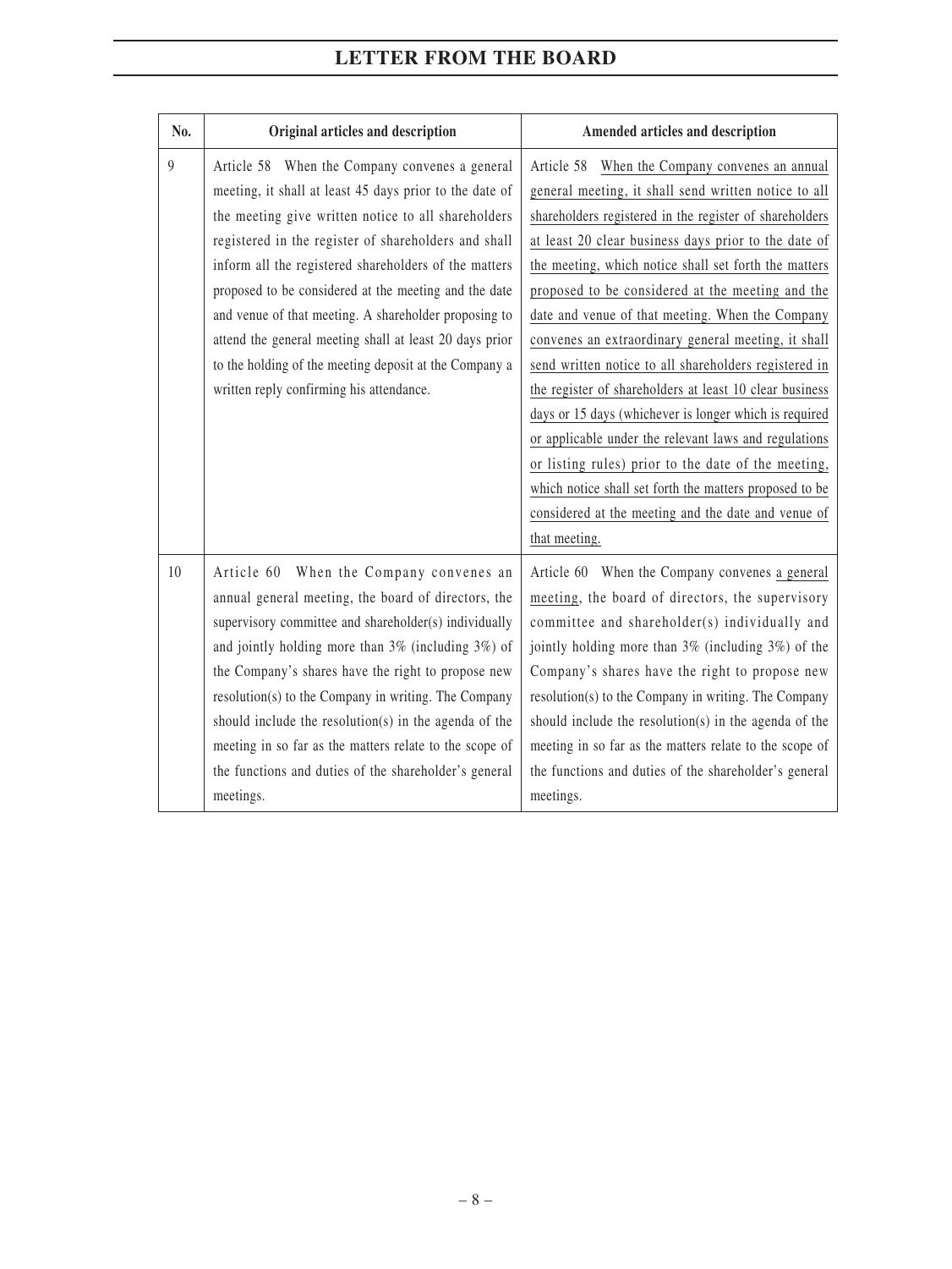| No. | Original articles and description | Amended articles and description |
| --- | --- | --- |
| 9 | Article 58 When the Company convenes a general meeting, it shall at least 45 days prior to the date of the meeting give written notice to all shareholders registered in the register of shareholders and shall inform all the registered shareholders of the matters proposed to be considered at the meeting and the date and venue of that meeting. A shareholder proposing to attend the general meeting shall at least 20 days prior to the holding of the meeting deposit at the Company a written reply confirming his attendance. | Article 58 When the Company convenes an annual general meeting, it shall send written notice to all shareholders registered in the register of shareholders at least 20 clear business days prior to the date of the meeting, which notice shall set forth the matters proposed to be considered at the meeting and the date and venue of that meeting. When the Company convenes an extraordinary general meeting, it shall send written notice to all shareholders registered in the register of shareholders at least 10 clear business days or 15 days (whichever is longer which is required or applicable under the relevant laws and regulations or listing rules) prior to the date of the meeting, which notice shall set forth the matters proposed to be considered at the meeting and the date and venue of that meeting. |
| 10 | Article 60 When the Company convenes an annual general meeting, the board of directors, the supervisory committee and shareholder(s) individually and jointly holding more than 3% (including 3%) of the Company's shares have the right to propose new resolution(s) to the Company in writing. The Company should include the resolution(s) in the agenda of the meeting in so far as the matters relate to the scope of the functions and duties of the shareholder's general meetings. | Article 60 When the Company convenes a general meeting, the board of directors, the supervisory committee and shareholder(s) individually and jointly holding more than 3% (including 3%) of the Company's shares have the right to propose new resolution(s) to the Company in writing. The Company should include the resolution(s) in the agenda of the meeting in so far as the matters relate to the scope of the functions and duties of the shareholder's general meetings. |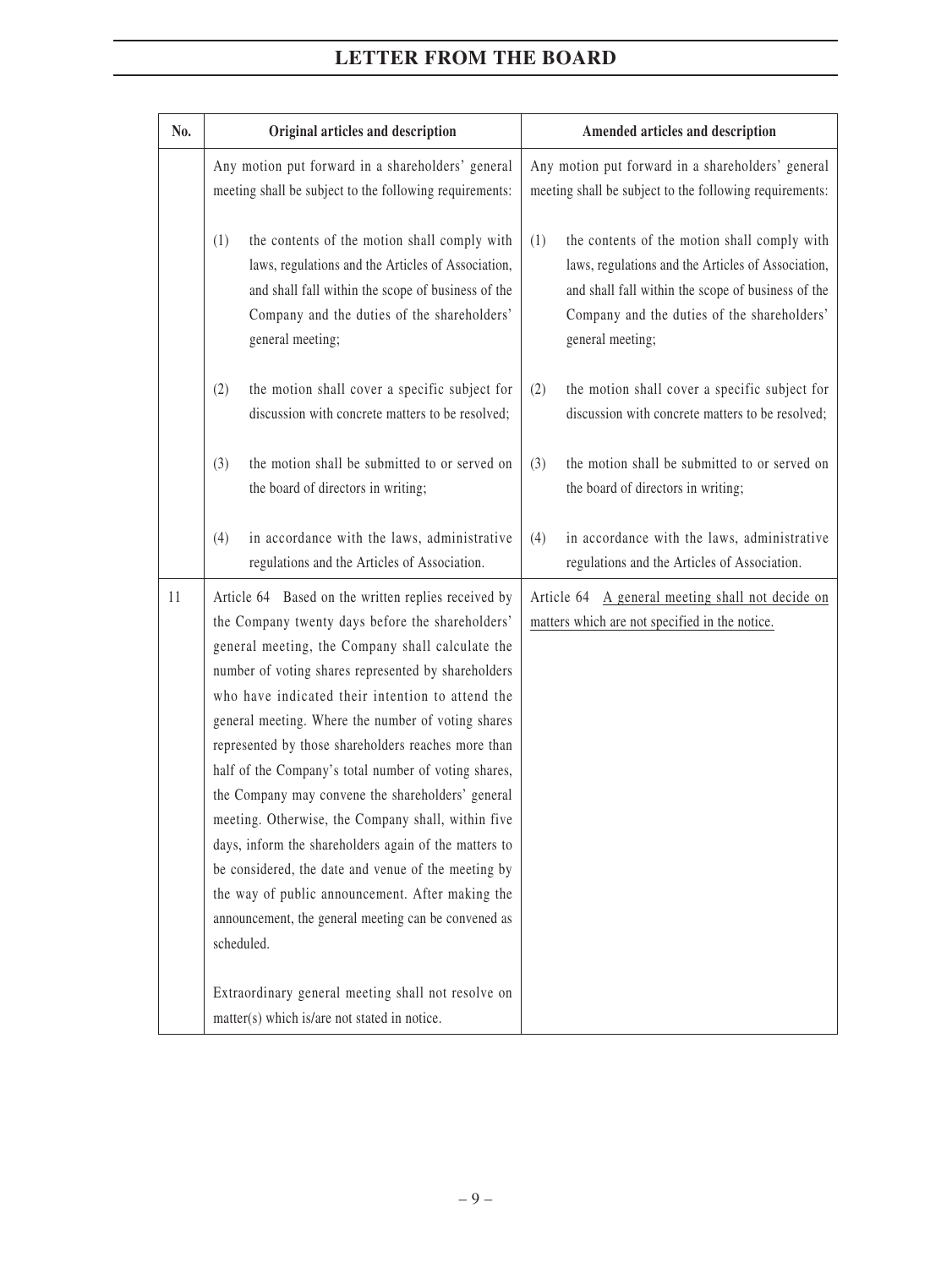| No. | Original articles and description | Amended articles and description |
|---|---|---|
| | Any motion put forward in a shareholders' general meeting shall be subject to the following requirements:<br><br>(1) the contents of the motion shall comply with laws, regulations and the Articles of Association, and shall fall within the scope of business of the Company and the duties of the shareholders' general meeting;<br><br>(2) the motion shall cover a specific subject for discussion with concrete matters to be resolved;<br><br>(3) the motion shall be submitted to or served on the board of directors in writing;<br><br>(4) in accordance with the laws, administrative regulations and the Articles of Association. | Any motion put forward in a shareholders' general meeting shall be subject to the following requirements:<br><br>(1) the contents of the motion shall comply with laws, regulations and the Articles of Association, and shall fall within the scope of business of the Company and the duties of the shareholders' general meeting;<br><br>(2) the motion shall cover a specific subject for discussion with concrete matters to be resolved;<br><br>(3) the motion shall be submitted to or served on the board of directors in writing;<br><br>(4) in accordance with the laws, administrative regulations and the Articles of Association. |
| 11 | Article 64 Based on the written replies received by the Company twenty days before the shareholders' general meeting, the Company shall calculate the number of voting shares represented by shareholders who have indicated their intention to attend the general meeting. Where the number of voting shares represented by those shareholders reaches more than half of the Company's total number of voting shares, the Company may convene the shareholders' general meeting. Otherwise, the Company shall, within five days, inform the shareholders again of the matters to be considered, the date and venue of the meeting by the way of public announcement. After making the announcement, the general meeting can be convened as scheduled.<br><br>Extraordinary general meeting shall not resolve on matter(s) which is/are not stated in notice. | Article 64 A general meeting shall not decide on matters which are not specified in the notice. |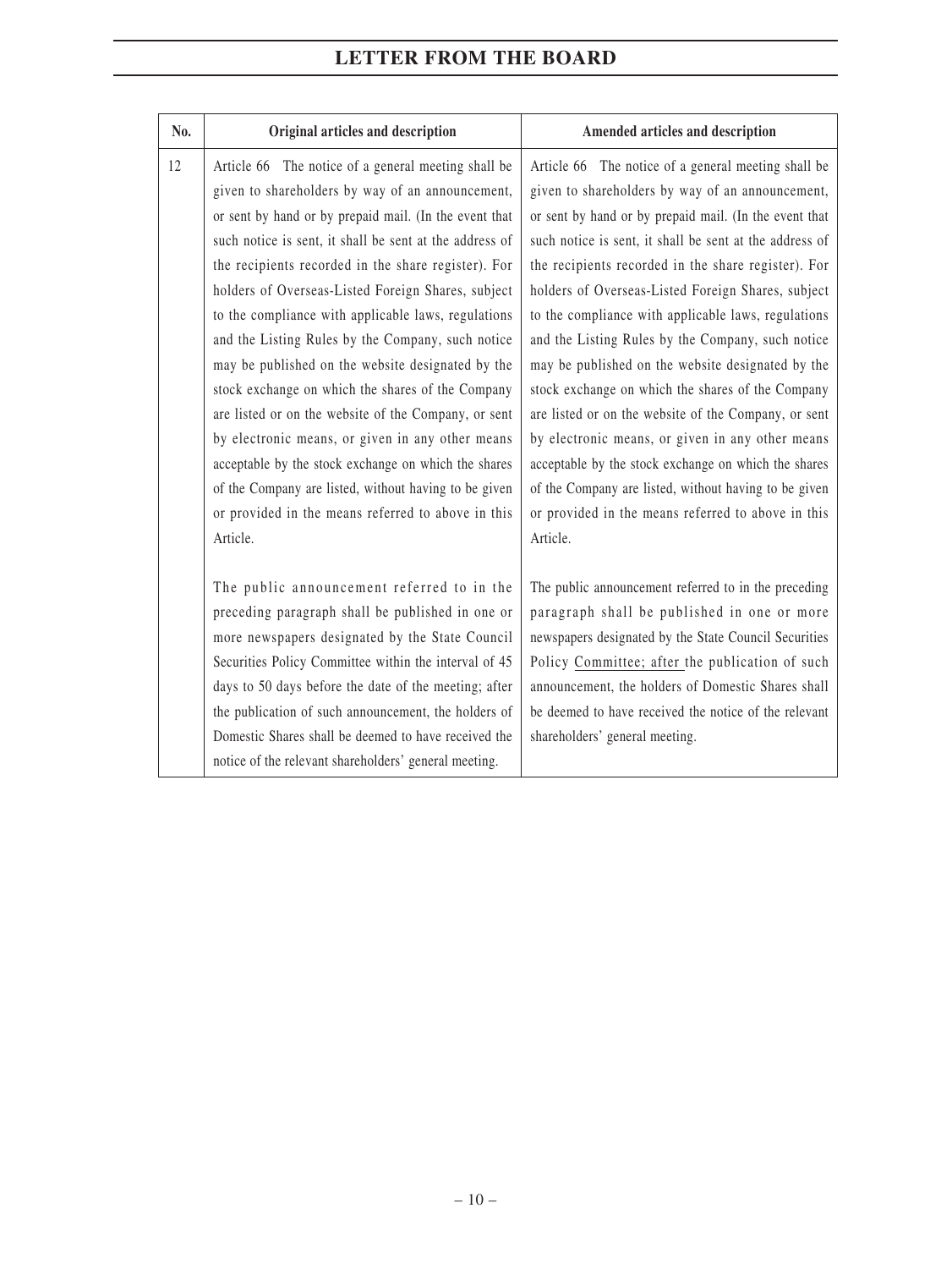# LETTER FROM THE BOARD

| No. | Original articles and description | Amended articles and description |
| --- | --- | --- |
| 12 | Article 66 The notice of a general meeting shall be given to shareholders by way of an announcement, or sent by hand or by prepaid mail. (In the event that such notice is sent, it shall be sent at the address of the recipients recorded in the share register). For holders of Overseas-Listed Foreign Shares, subject to the compliance with applicable laws, regulations and the Listing Rules by the Company, such notice may be published on the website designated by the stock exchange on which the shares of the Company are listed or on the website of the Company, or sent by electronic means, or given in any other means acceptable by the stock exchange on which the shares of the Company are listed, without having to be given or provided in the means referred to above in this Article.<br><br>The public announcement referred to in the preceding paragraph shall be published in one or more newspapers designated by the State Council Securities Policy Committee within the interval of 45 days to 50 days before the date of the meeting; after the publication of such announcement, the holders of Domestic Shares shall be deemed to have received the notice of the relevant shareholders' general meeting. | Article 66 The notice of a general meeting shall be given to shareholders by way of an announcement, or sent by hand or by prepaid mail. (In the event that such notice is sent, it shall be sent at the address of the recipients recorded in the share register). For holders of Overseas-Listed Foreign Shares, subject to the compliance with applicable laws, regulations and the Listing Rules by the Company, such notice may be published on the website designated by the stock exchange on which the shares of the Company are listed or on the website of the Company, or sent by electronic means, or given in any other means acceptable by the stock exchange on which the shares of the Company are listed, without having to be given or provided in the means referred to above in this Article.<br><br>The public announcement referred to in the preceding paragraph shall be published in one or more newspapers designated by the State Council Securities Policy Committee; after the publication of such announcement, the holders of Domestic Shares shall be deemed to have received the notice of the relevant shareholders' general meeting. |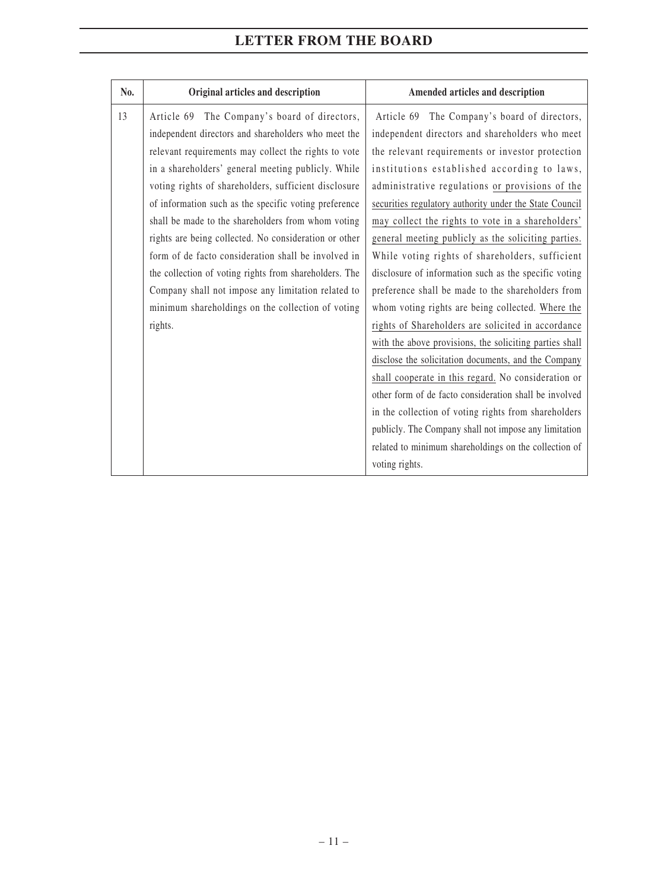| No. | Original articles and description | Amended articles and description |
|---|---|---|
| 13 | Article 69 The Company's board of directors, independent directors and shareholders who meet the relevant requirements may collect the rights to vote in a shareholders' general meeting publicly. While voting rights of shareholders, sufficient disclosure of information such as the specific voting preference shall be made to the shareholders from whom voting rights are being collected. No consideration or other form of de facto consideration shall be involved in the collection of voting rights from shareholders. The Company shall not impose any limitation related to minimum shareholdings on the collection of voting rights. | Article 69 The Company's board of directors, independent directors and shareholders who meet the relevant requirements or investor protection institutions established according to laws, administrative regulations or provisions of the securities regulatory authority under the State Council may collect the rights to vote in a shareholders' general meeting publicly as the soliciting parties. While voting rights of shareholders, sufficient disclosure of information such as the specific voting preference shall be made to the shareholders from whom voting rights are being collected. Where the rights of Shareholders are solicited in accordance with the above provisions, the soliciting parties shall disclose the solicitation documents, and the Company shall cooperate in this regard. No consideration or other form of de facto consideration shall be involved in the collection of voting rights from shareholders publicly. The Company shall not impose any limitation related to minimum shareholdings on the collection of voting rights. |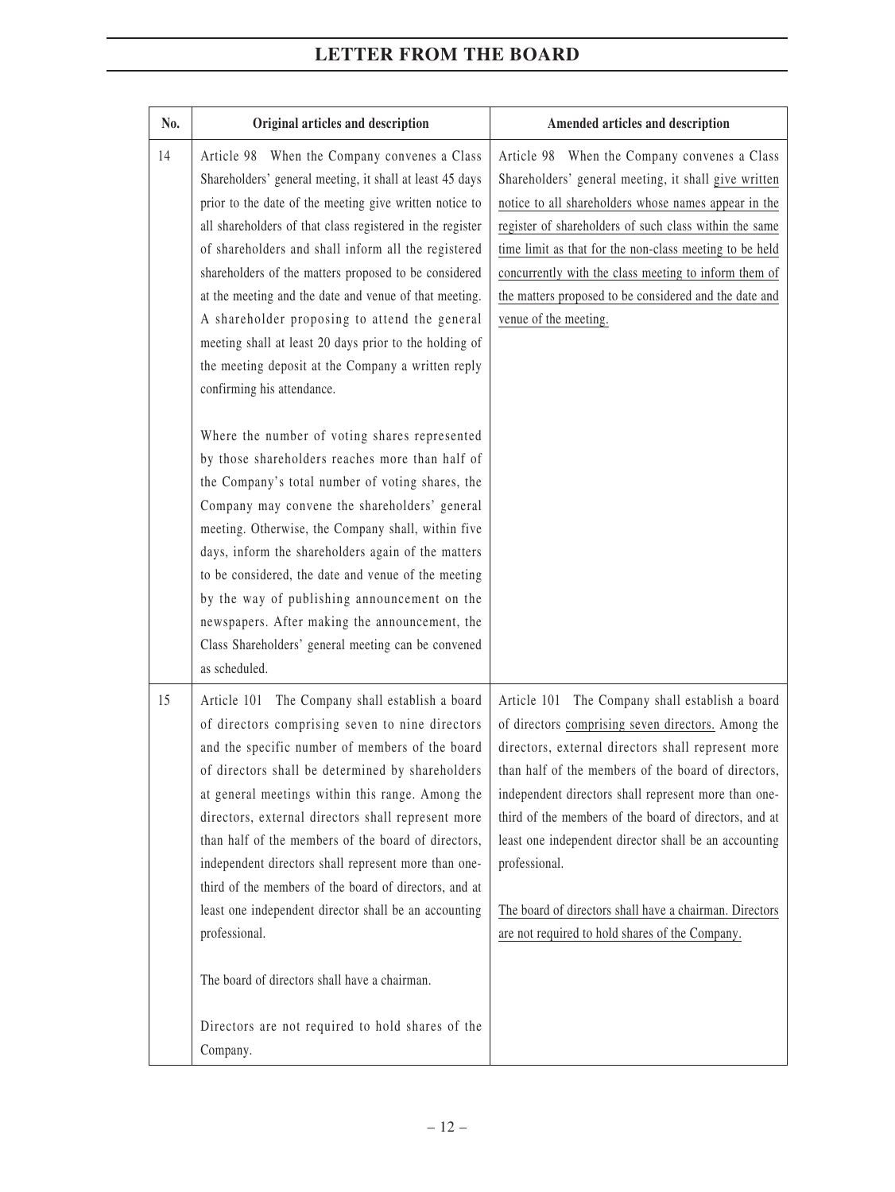| No. | Original articles and description | Amended articles and description |
|---|---|---|
| 14 | Article 98 When the Company convenes a Class Shareholders' general meeting, it shall at least 45 days prior to the date of the meeting give written notice to all shareholders of that class registered in the register of shareholders and shall inform all the registered shareholders of the matters proposed to be considered at the meeting and the date and venue of that meeting. A shareholder proposing to attend the general meeting shall at least 20 days prior to the holding of the meeting deposit at the Company a written reply confirming his attendance.<br><br>Where the number of voting shares represented by those shareholders reaches more than half of the Company's total number of voting shares, the Company may convene the shareholders' general meeting. Otherwise, the Company shall, within five days, inform the shareholders again of the matters to be considered, the date and venue of the meeting by the way of publishing announcement on the newspapers. After making the announcement, the Class Shareholders' general meeting can be convened as scheduled. | Article 98 When the Company convenes a Class Shareholders' general meeting, it shall give written notice to all shareholders whose names appear in the register of shareholders of such class within the same time limit as that for the non-class meeting to be held concurrently with the class meeting to inform them of the matters proposed to be considered and the date and venue of the meeting. |
| 15 | Article 101 The Company shall establish a board of directors comprising seven to nine directors and the specific number of members of the board of directors shall be determined by shareholders at general meetings within this range. Among the directors, external directors shall represent more than half of the members of the board of directors, independent directors shall represent more than one-third of the members of the board of directors, and at least one independent director shall be an accounting professional.<br><br>The board of directors shall have a chairman.<br><br>Directors are not required to hold shares of the Company. | Article 101 The Company shall establish a board of directors comprising seven directors. Among the directors, external directors shall represent more than half of the members of the board of directors, independent directors shall represent more than one-third of the members of the board of directors, and at least one independent director shall be an accounting professional.<br><br>The board of directors shall have a chairman. Directors are not required to hold shares of the Company. |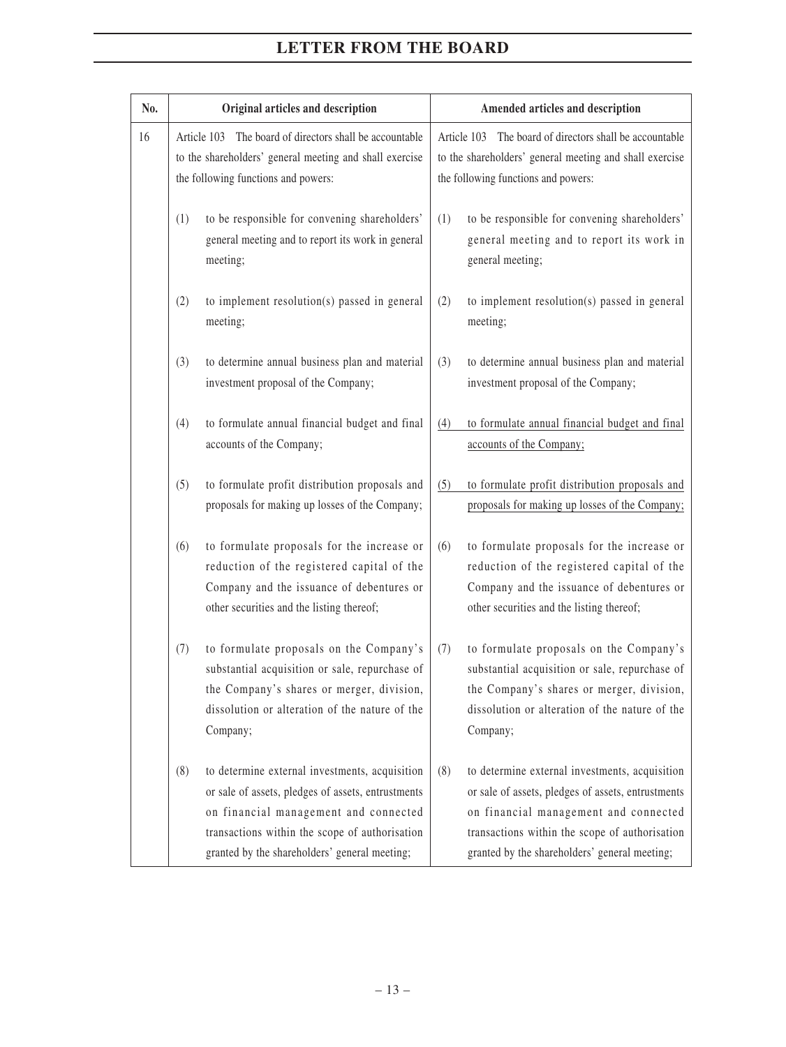# LETTER FROM THE BOARD

| No. | Original articles and description | Amended articles and description |
|---|---|---|
| 16 | Article 103 The board of directors shall be accountable to the shareholders' general meeting and shall exercise the following functions and powers:<br><br>(1) to be responsible for convening shareholders' general meeting and to report its work in general meeting;<br><br>(2) to implement resolution(s) passed in general meeting;<br><br>(3) to determine annual business plan and material investment proposal of the Company;<br><br>(4) to formulate annual financial budget and final accounts of the Company;<br><br>(5) to formulate profit distribution proposals and proposals for making up losses of the Company;<br><br>(6) to formulate proposals for the increase or reduction of the registered capital of the Company and the issuance of debentures or other securities and the listing thereof;<br><br>(7) to formulate proposals on the Company's substantial acquisition or sale, repurchase of the Company's shares or merger, division, dissolution or alteration of the nature of the Company;<br><br>(8) to determine external investments, acquisition or sale of assets, pledges of assets, entrustments on financial management and connected transactions within the scope of authorisation granted by the shareholders' general meeting; | Article 103 The board of directors shall be accountable to the shareholders' general meeting and shall exercise the following functions and powers:<br><br>(1) to be responsible for convening shareholders' general meeting and to report its work in general meeting;<br><br>(2) to implement resolution(s) passed in general meeting;<br><br>(3) to determine annual business plan and material investment proposal of the Company;<br><br><u>(4) to formulate annual financial budget and final accounts of the Company;</u><br><br><u>(5) to formulate profit distribution proposals and proposals for making up losses of the Company;</u><br><br>(6) to formulate proposals for the increase or reduction of the registered capital of the Company and the issuance of debentures or other securities and the listing thereof;<br><br>(7) to formulate proposals on the Company's substantial acquisition or sale, repurchase of the Company's shares or merger, division, dissolution or alteration of the nature of the Company;<br><br>(8) to determine external investments, acquisition or sale of assets, pledges of assets, entrustments on financial management and connected transactions within the scope of authorisation granted by the shareholders' general meeting; |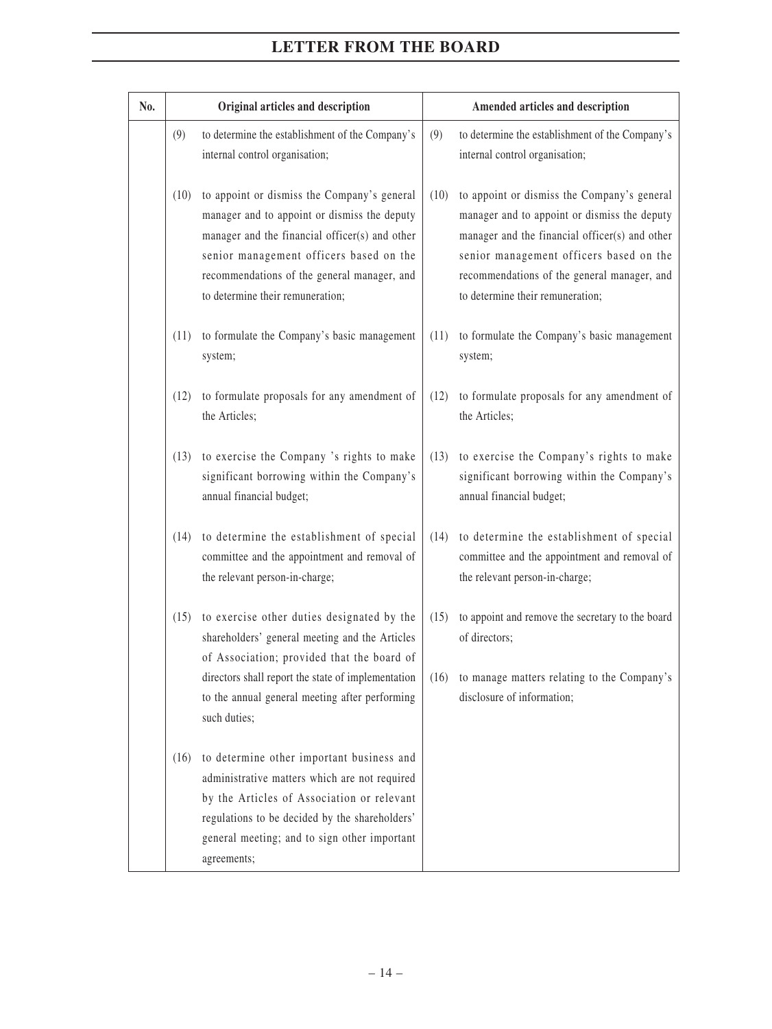# LETTER FROM THE BOARD

| No. | Original articles and description | Amended articles and description |
|---|---|---|
| | (9) to determine the establishment of the Company's internal control organisation; | (9) to determine the establishment of the Company's internal control organisation; |
| | (10) to appoint or dismiss the Company's general manager and to appoint or dismiss the deputy manager and the financial officer(s) and other senior management officers based on the recommendations of the general manager, and to determine their remuneration; | (10) to appoint or dismiss the Company's general manager and to appoint or dismiss the deputy manager and the financial officer(s) and other senior management officers based on the recommendations of the general manager, and to determine their remuneration; |
| | (11) to formulate the Company's basic management system; | (11) to formulate the Company's basic management system; |
| | (12) to formulate proposals for any amendment of the Articles; | (12) to formulate proposals for any amendment of the Articles; |
| | (13) to exercise the Company 's rights to make significant borrowing within the Company's annual financial budget; | (13) to exercise the Company's rights to make significant borrowing within the Company's annual financial budget; |
| | (14) to determine the establishment of special committee and the appointment and removal of the relevant person-in-charge; | (14) to determine the establishment of special committee and the appointment and removal of the relevant person-in-charge; |
| | (15) to exercise other duties designated by the shareholders' general meeting and the Articles of Association; provided that the board of directors shall report the state of implementation to the annual general meeting after performing such duties; | (15) to appoint and remove the secretary to the board of directors;<br><br>(16) to manage matters relating to the Company's disclosure of information; |
| | (16) to determine other important business and administrative matters which are not required by the Articles of Association or relevant regulations to be decided by the shareholders' general meeting; and to sign other important agreements; | |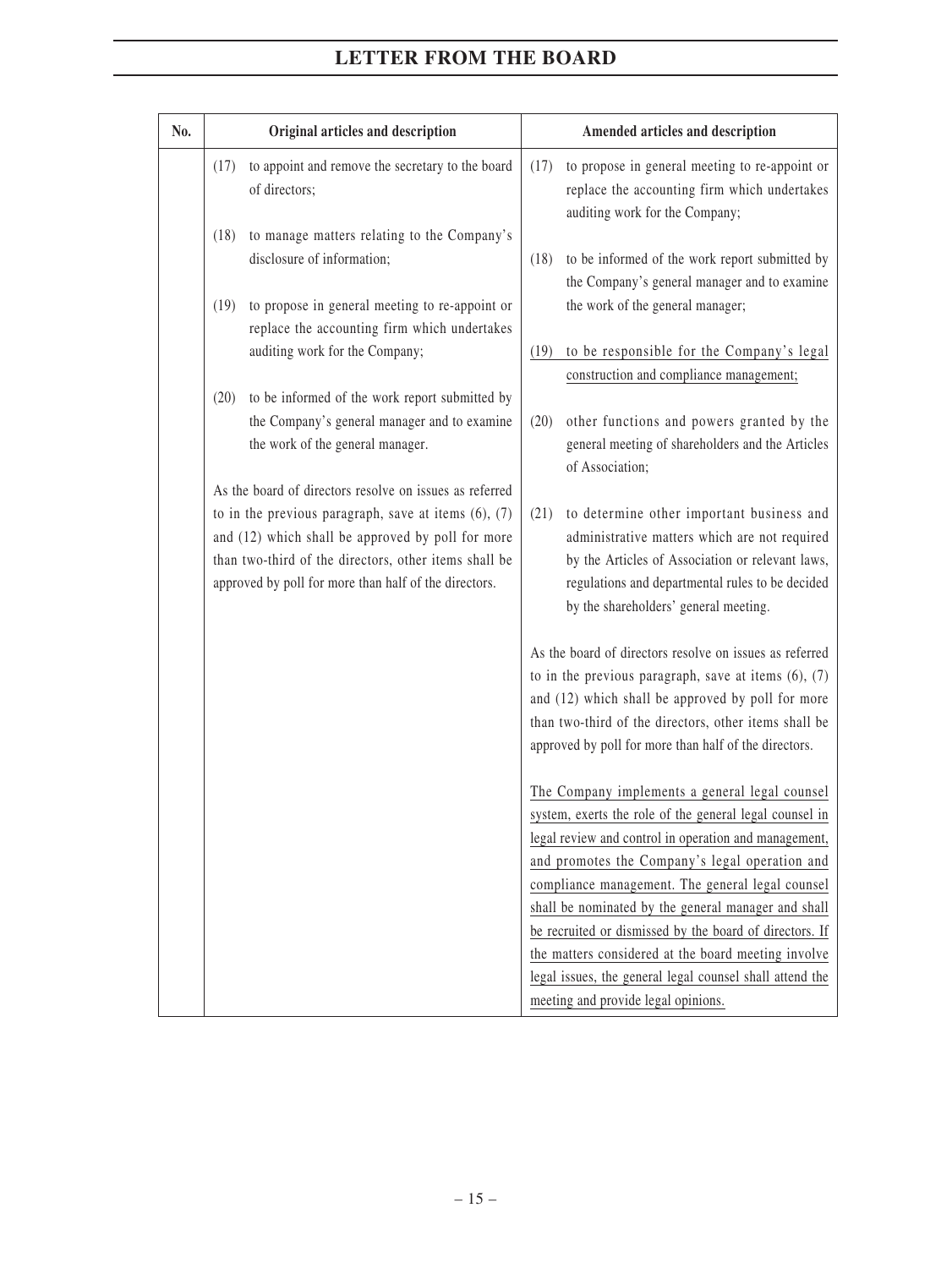| No. | Original articles and description | Amended articles and description |
|---|---|---|
| | (17) to appoint and remove the secretary to the board of directors;<br><br>(18) to manage matters relating to the Company's disclosure of information;<br><br>(19) to propose in general meeting to re-appoint or replace the accounting firm which undertakes auditing work for the Company;<br><br>(20) to be informed of the work report submitted by the Company's general manager and to examine the work of the general manager.<br><br>As the board of directors resolve on issues as referred to in the previous paragraph, save at items (6), (7) and (12) which shall be approved by poll for more than two-third of the directors, other items shall be approved by poll for more than half of the directors. | (17) to propose in general meeting to re-appoint or replace the accounting firm which undertakes auditing work for the Company;<br><br>(18) to be informed of the work report submitted by the Company's general manager and to examine the work of the general manager;<br><br>(19) to be responsible for the Company's legal construction and compliance management;<br><br>(20) other functions and powers granted by the general meeting of shareholders and the Articles of Association;<br><br>(21) to determine other important business and administrative matters which are not required by the Articles of Association or relevant laws, regulations and departmental rules to be decided by the shareholders' general meeting.<br><br>As the board of directors resolve on issues as referred to in the previous paragraph, save at items (6), (7) and (12) which shall be approved by poll for more than two-third of the directors, other items shall be approved by poll for more than half of the directors.<br><br>The Company implements a general legal counsel system, exerts the role of the general legal counsel in legal review and control in operation and management, and promotes the Company's legal operation and compliance management. The general legal counsel shall be nominated by the general manager and shall be recruited or dismissed by the board of directors. If the matters considered at the board meeting involve legal issues, the general legal counsel shall attend the meeting and provide legal opinions. |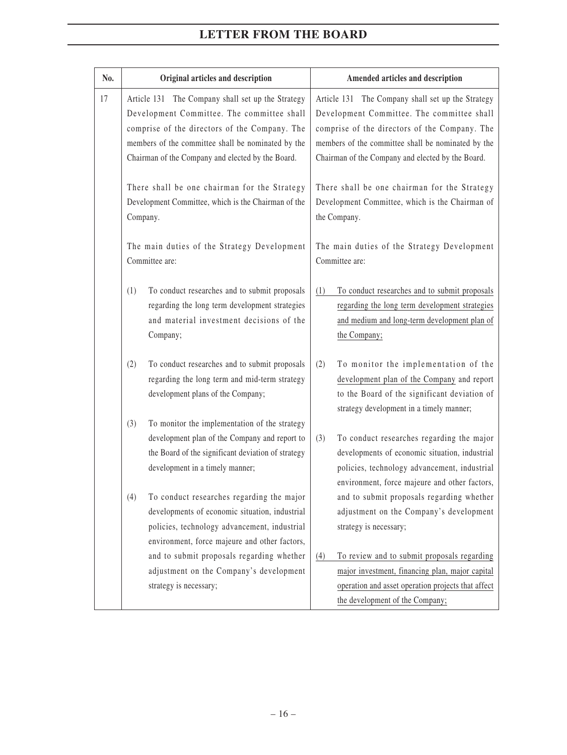# LETTER FROM THE BOARD

| No. | Original articles and description | Amended articles and description |
|---|---|---|
| 17 | Article 131 The Company shall set up the Strategy Development Committee. The committee shall comprise of the directors of the Company. The members of the committee shall be nominated by the Chairman of the Company and elected by the Board.<br><br>There shall be one chairman for the Strategy Development Committee, which is the Chairman of the Company.<br><br>The main duties of the Strategy Development Committee are:<br><br>(1) To conduct researches and to submit proposals regarding the long term development strategies and material investment decisions of the Company;<br><br>(2) To conduct researches and to submit proposals regarding the long term and mid-term strategy development plans of the Company;<br><br>(3) To monitor the implementation of the strategy development plan of the Company and report to the Board of the significant deviation of strategy development in a timely manner;<br><br>(4) To conduct researches regarding the major developments of economic situation, industrial policies, technology advancement, industrial environment, force majeure and other factors, and to submit proposals regarding whether adjustment on the Company's development strategy is necessary; | Article 131 The Company shall set up the Strategy Development Committee. The committee shall comprise of the directors of the Company. The members of the committee shall be nominated by the Chairman of the Company and elected by the Board.<br><br>There shall be one chairman for the Strategy Development Committee, which is the Chairman of the Company.<br><br>The main duties of the Strategy Development Committee are:<br><br>(1) To conduct researches and to submit proposals regarding the long term development strategies and medium and long-term development plan of the Company;<br><br>(2) To monitor the implementation of the development plan of the Company and report to the Board of the significant deviation of strategy development in a timely manner;<br><br>(3) To conduct researches regarding the major developments of economic situation, industrial policies, technology advancement, industrial environment, force majeure and other factors, and to submit proposals regarding whether adjustment on the Company's development strategy is necessary;<br><br>(4) To review and to submit proposals regarding major investment, financing plan, major capital operation and asset operation projects that affect the development of the Company; |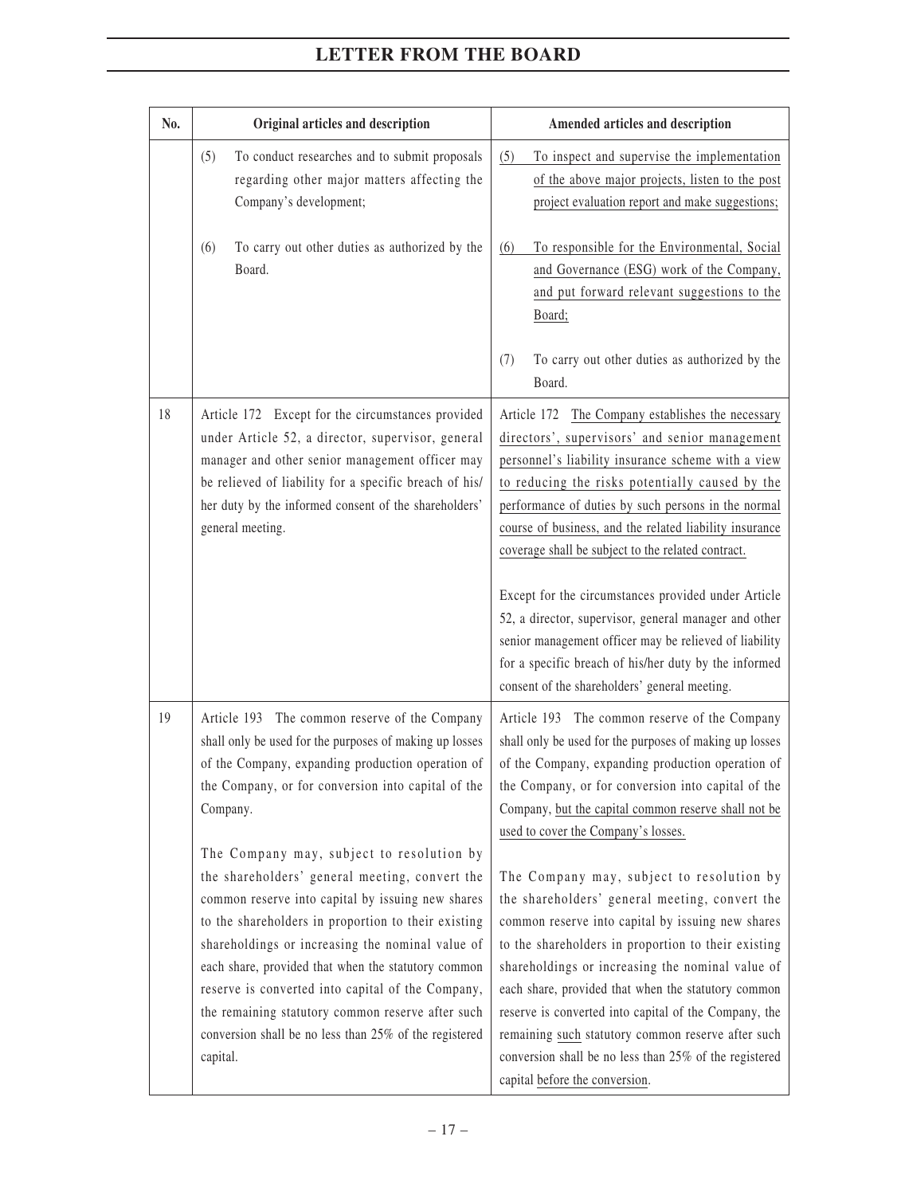| No. | Original articles and description | Amended articles and description |
|---|---|---|
| | (5) To conduct researches and to submit proposals regarding other major matters affecting the Company's development;<br><br>(6) To carry out other duties as authorized by the Board. | (5) To inspect and supervise the implementation of the above major projects, listen to the post project evaluation report and make suggestions;<br><br>(6) To responsible for the Environmental, Social and Governance (ESG) work of the Company, and put forward relevant suggestions to the Board;<br><br>(7) To carry out other duties as authorized by the Board. |
| 18 | Article 172 Except for the circumstances provided under Article 52, a director, supervisor, general manager and other senior management officer may be relieved of liability for a specific breach of his/her duty by the informed consent of the shareholders' general meeting. | Article 172 The Company establishes the necessary directors', supervisors' and senior management personnel's liability insurance scheme with a view to reducing the risks potentially caused by the performance of duties by such persons in the normal course of business, and the related liability insurance coverage shall be subject to the related contract.<br><br>Except for the circumstances provided under Article 52, a director, supervisor, general manager and other senior management officer may be relieved of liability for a specific breach of his/her duty by the informed consent of the shareholders' general meeting. |
| 19 | Article 193 The common reserve of the Company shall only be used for the purposes of making up losses of the Company, expanding production operation of the Company, or for conversion into capital of the Company.<br><br>The Company may, subject to resolution by the shareholders' general meeting, convert the common reserve into capital by issuing new shares to the shareholders in proportion to their existing shareholdings or increasing the nominal value of each share, provided that when the statutory common reserve is converted into capital of the Company, the remaining statutory common reserve after such conversion shall be no less than 25% of the registered capital. | Article 193 The common reserve of the Company shall only be used for the purposes of making up losses of the Company, expanding production operation of the Company, or for conversion into capital of the Company, but the capital common reserve shall not be used to cover the Company's losses.<br><br>The Company may, subject to resolution by the shareholders' general meeting, convert the common reserve into capital by issuing new shares to the shareholders in proportion to their existing shareholdings or increasing the nominal value of each share, provided that when the statutory common reserve is converted into capital of the Company, the remaining such statutory common reserve after such conversion shall be no less than 25% of the registered capital before the conversion. |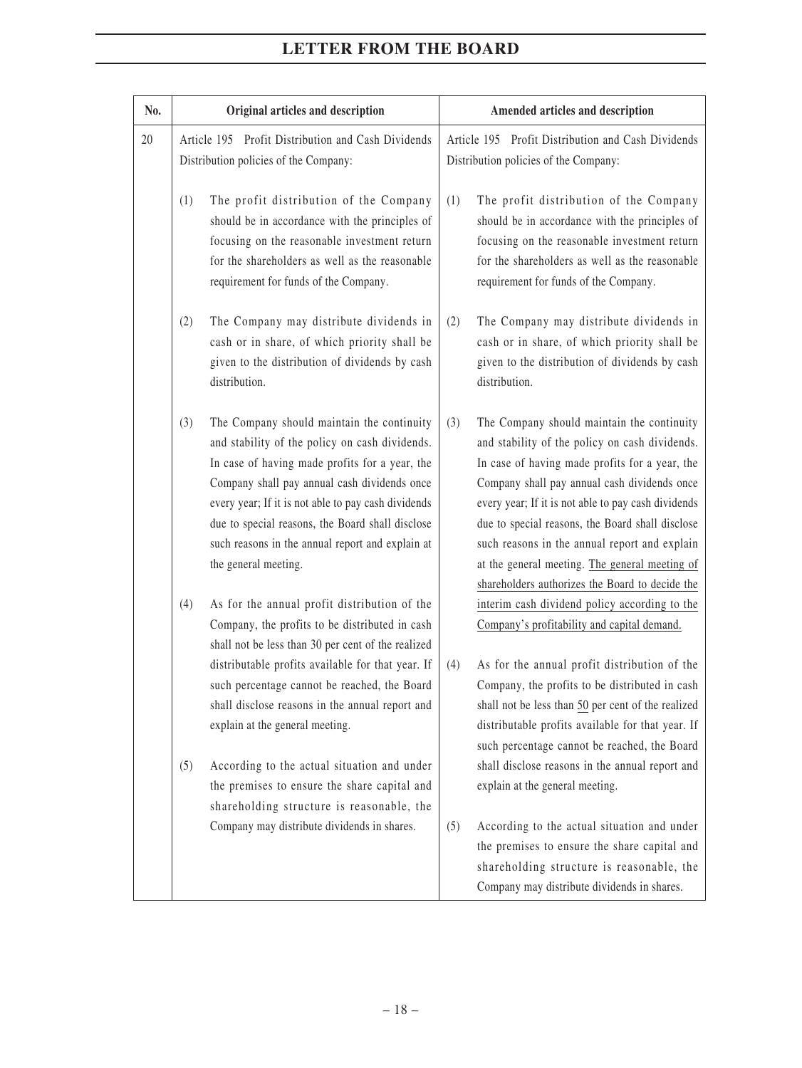| No. | Original articles and description | Amended articles and description |
|---|---|---|
| 20 | Article 195 Profit Distribution and Cash Dividends Distribution policies of the Company:<br><br>(1) The profit distribution of the Company should be in accordance with the principles of focusing on the reasonable investment return for the shareholders as well as the reasonable requirement for funds of the Company.<br><br>(2) The Company may distribute dividends in cash or in share, of which priority shall be given to the distribution of dividends by cash distribution.<br><br>(3) The Company should maintain the continuity and stability of the policy on cash dividends. In case of having made profits for a year, the Company shall pay annual cash dividends once every year; If it is not able to pay cash dividends due to special reasons, the Board shall disclose such reasons in the annual report and explain at the general meeting.<br><br>(4) As for the annual profit distribution of the Company, the profits to be distributed in cash shall not be less than 30 per cent of the realized distributable profits available for that year. If such percentage cannot be reached, the Board shall disclose reasons in the annual report and explain at the general meeting.<br><br>(5) According to the actual situation and under the premises to ensure the share capital and shareholding structure is reasonable, the Company may distribute dividends in shares. | Article 195 Profit Distribution and Cash Dividends Distribution policies of the Company:<br><br>(1) The profit distribution of the Company should be in accordance with the principles of focusing on the reasonable investment return for the shareholders as well as the reasonable requirement for funds of the Company.<br><br>(2) The Company may distribute dividends in cash or in share, of which priority shall be given to the distribution of dividends by cash distribution.<br><br>(3) The Company should maintain the continuity and stability of the policy on cash dividends. In case of having made profits for a year, the Company shall pay annual cash dividends once every year; If it is not able to pay cash dividends due to special reasons, the Board shall disclose such reasons in the annual report and explain at the general meeting. The general meeting of shareholders authorizes the Board to decide the interim cash dividend policy according to the Company's profitability and capital demand.<br><br>(4) As for the annual profit distribution of the Company, the profits to be distributed in cash shall not be less than 50 per cent of the realized distributable profits available for that year. If such percentage cannot be reached, the Board shall disclose reasons in the annual report and explain at the general meeting.<br><br>(5) According to the actual situation and under the premises to ensure the share capital and shareholding structure is reasonable, the Company may distribute dividends in shares. |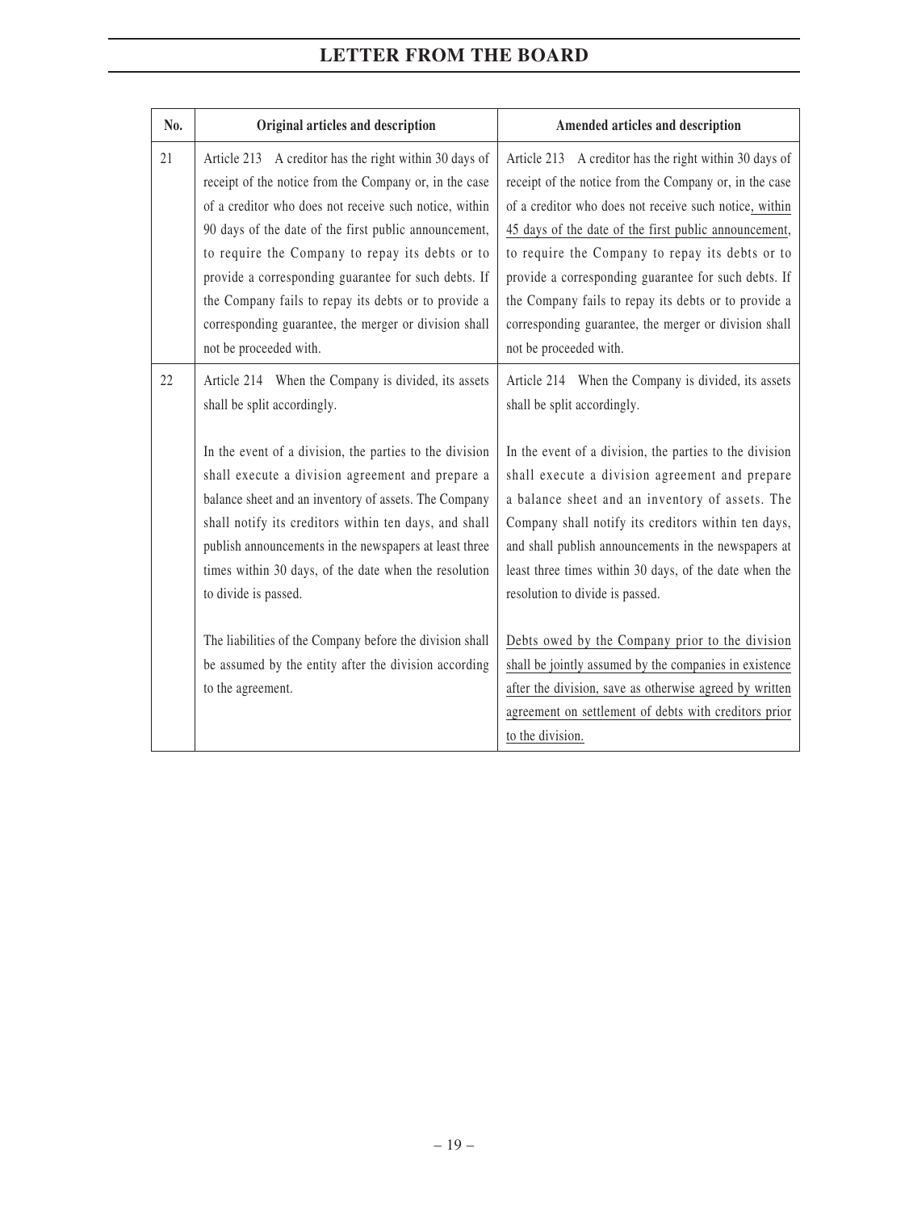| No. | Original articles and description | Amended articles and description |
|---|---|---|
| 21 | Article 213 A creditor has the right within 30 days of receipt of the notice from the Company or, in the case of a creditor who does not receive such notice, within 90 days of the date of the first public announcement, to require the Company to repay its debts or to provide a corresponding guarantee for such debts. If the Company fails to repay its debts or to provide a corresponding guarantee, the merger or division shall not be proceeded with. | Article 213 A creditor has the right within 30 days of receipt of the notice from the Company or, in the case of a creditor who does not receive such notice, within 45 days of the date of the first public announcement, to require the Company to repay its debts or to provide a corresponding guarantee for such debts. If the Company fails to repay its debts or to provide a corresponding guarantee, the merger or division shall not be proceeded with. |
| 22 | Article 214 When the Company is divided, its assets shall be split accordingly.<br><br>In the event of a division, the parties to the division shall execute a division agreement and prepare a balance sheet and an inventory of assets. The Company shall notify its creditors within ten days, and shall publish announcements in the newspapers at least three times within 30 days, of the date when the resolution to divide is passed.<br><br>The liabilities of the Company before the division shall be assumed by the entity after the division according to the agreement. | Article 214 When the Company is divided, its assets shall be split accordingly.<br><br>In the event of a division, the parties to the division shall execute a division agreement and prepare a balance sheet and an inventory of assets. The Company shall notify its creditors within ten days, and shall publish announcements in the newspapers at least three times within 30 days, of the date when the resolution to divide is passed.<br><br>Debts owed by the Company prior to the division shall be jointly assumed by the companies in existence after the division, save as otherwise agreed by written agreement on settlement of debts with creditors prior to the division. |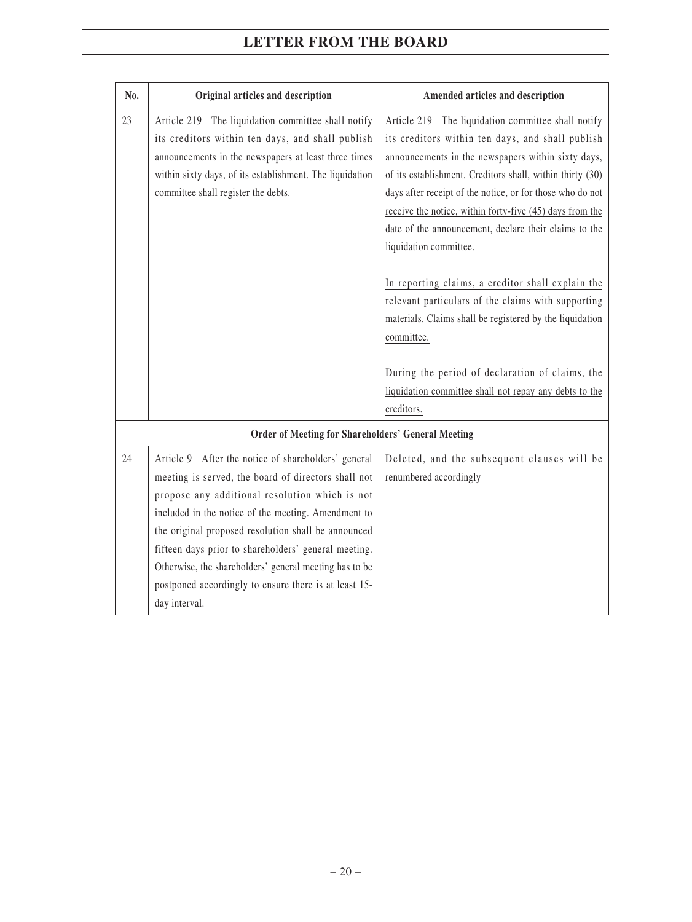# LETTER FROM THE BOARD

| No. | Original articles and description | Amended articles and description |
|---|---|---|
| 23 | Article 219 The liquidation committee shall notify its creditors within ten days, and shall publish announcements in the newspapers at least three times within sixty days, of its establishment. The liquidation committee shall register the debts. | Article 219 The liquidation committee shall notify its creditors within ten days, and shall publish announcements in the newspapers within sixty days, of its establishment. Creditors shall, within thirty (30) days after receipt of the notice, or for those who do not receive the notice, within forty-five (45) days from the date of the announcement, declare their claims to the liquidation committee.<br><br>In reporting claims, a creditor shall explain the relevant particulars of the claims with supporting materials. Claims shall be registered by the liquidation committee.<br><br>During the period of declaration of claims, the liquidation committee shall not repay any debts to the creditors. |
| | **Order of Meeting for Shareholders' General Meeting** | |
| 24 | Article 9 After the notice of shareholders' general meeting is served, the board of directors shall not propose any additional resolution which is not included in the notice of the meeting. Amendment to the original proposed resolution shall be announced fifteen days prior to shareholders' general meeting. Otherwise, the shareholders' general meeting has to be postponed accordingly to ensure there is at least 15-day interval. | Deleted, and the subsequent clauses will be renumbered accordingly |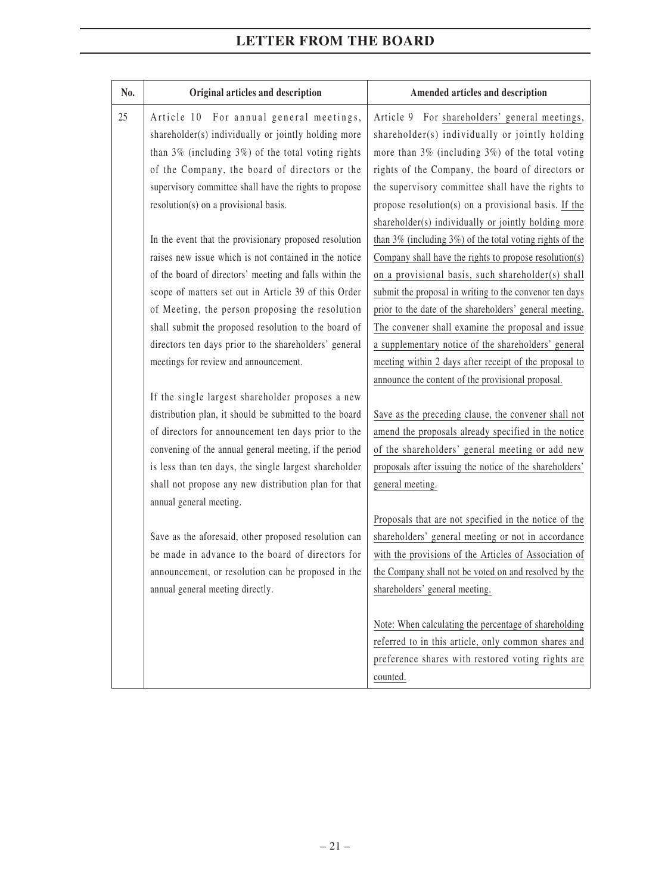| No. | Original articles and description | Amended articles and description |
|---|---|---|
| 25 | Article 10 For annual general meetings, shareholder(s) individually or jointly holding more than 3% (including 3%) of the total voting rights of the Company, the board of directors or the supervisory committee shall have the rights to propose resolution(s) on a provisional basis.<br><br>In the event that the provisionary proposed resolution raises new issue which is not contained in the notice of the board of directors' meeting and falls within the scope of matters set out in Article 39 of this Order of Meeting, the person proposing the resolution shall submit the proposed resolution to the board of directors ten days prior to the shareholders' general meetings for review and announcement.<br><br>If the single largest shareholder proposes a new distribution plan, it should be submitted to the board of directors for announcement ten days prior to the convening of the annual general meeting, if the period is less than ten days, the single largest shareholder shall not propose any new distribution plan for that annual general meeting.<br><br>Save as the aforesaid, other proposed resolution can be made in advance to the board of directors for announcement, or resolution can be proposed in the annual general meeting directly. | Article 9 For shareholders' general meetings, shareholder(s) individually or jointly holding more than 3% (including 3%) of the total voting rights of the Company, the board of directors or the supervisory committee shall have the rights to propose resolution(s) on a provisional basis. If the shareholder(s) individually or jointly holding more than 3% (including 3%) of the total voting rights of the Company shall have the rights to propose resolution(s) on a provisional basis, such shareholder(s) shall submit the proposal in writing to the convenor ten days prior to the date of the shareholders' general meeting. The convener shall examine the proposal and issue a supplementary notice of the shareholders' general meeting within 2 days after receipt of the proposal to announce the content of the provisional proposal.<br><br>Save as the preceding clause, the convener shall not amend the proposals already specified in the notice of the shareholders' general meeting or add new proposals after issuing the notice of the shareholders' general meeting.<br><br>Proposals that are not specified in the notice of the shareholders' general meeting or not in accordance with the provisions of the Articles of Association of the Company shall not be voted on and resolved by the shareholders' general meeting.<br><br>Note: When calculating the percentage of shareholding referred to in this article, only common shares and preference shares with restored voting rights are counted. |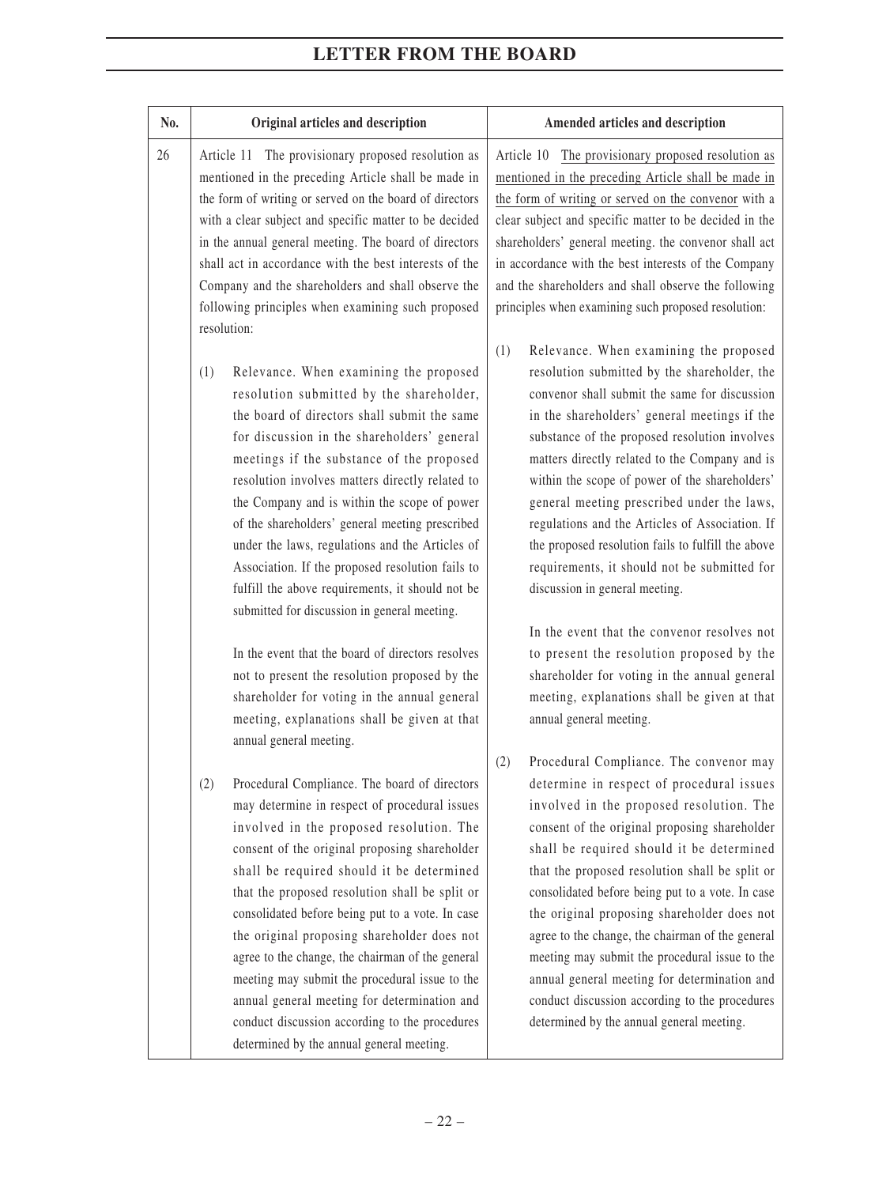# LETTER FROM THE BOARD

| No. | Original articles and description | Amended articles and description |
| --- | --- | --- |
| 26 | Article 11 The provisionary proposed resolution as mentioned in the preceding Article shall be made in the form of writing or served on the board of directors with a clear subject and specific matter to be decided in the annual general meeting. The board of directors shall act in accordance with the best interests of the Company and the shareholders and shall observe the following principles when examining such proposed resolution:<br><br>(1) Relevance. When examining the proposed resolution submitted by the shareholder, the board of directors shall submit the same for discussion in the shareholders' general meetings if the substance of the proposed resolution involves matters directly related to the Company and is within the scope of power of the shareholders' general meeting prescribed under the laws, regulations and the Articles of Association. If the proposed resolution fails to fulfill the above requirements, it should not be submitted for discussion in general meeting.<br><br>In the event that the board of directors resolves not to present the resolution proposed by the shareholder for voting in the annual general meeting, explanations shall be given at that annual general meeting.<br><br>(2) Procedural Compliance. The board of directors may determine in respect of procedural issues involved in the proposed resolution. The consent of the original proposing shareholder shall be required should it be determined that the proposed resolution shall be split or consolidated before being put to a vote. In case the original proposing shareholder does not agree to the change, the chairman of the general meeting may submit the procedural issue to the annual general meeting for determination and conduct discussion according to the procedures determined by the annual general meeting. | Article 10 The provisionary proposed resolution as mentioned in the preceding Article shall be made in the form of writing or served on the convenor with a clear subject and specific matter to be decided in the shareholders' general meeting. the convenor shall act in accordance with the best interests of the Company and the shareholders and shall observe the following principles when examining such proposed resolution:<br><br>(1) Relevance. When examining the proposed resolution submitted by the shareholder, the convenor shall submit the same for discussion in the shareholders' general meetings if the substance of the proposed resolution involves matters directly related to the Company and is within the scope of power of the shareholders' general meeting prescribed under the laws, regulations and the Articles of Association. If the proposed resolution fails to fulfill the above requirements, it should not be submitted for discussion in general meeting.<br><br>In the event that the convenor resolves not to present the resolution proposed by the shareholder for voting in the annual general meeting, explanations shall be given at that annual general meeting.<br><br>(2) Procedural Compliance. The convenor may determine in respect of procedural issues involved in the proposed resolution. The consent of the original proposing shareholder shall be required should it be determined that the proposed resolution shall be split or consolidated before being put to a vote. In case the original proposing shareholder does not agree to the change, the chairman of the general meeting may submit the procedural issue to the annual general meeting for determination and conduct discussion according to the procedures determined by the annual general meeting. |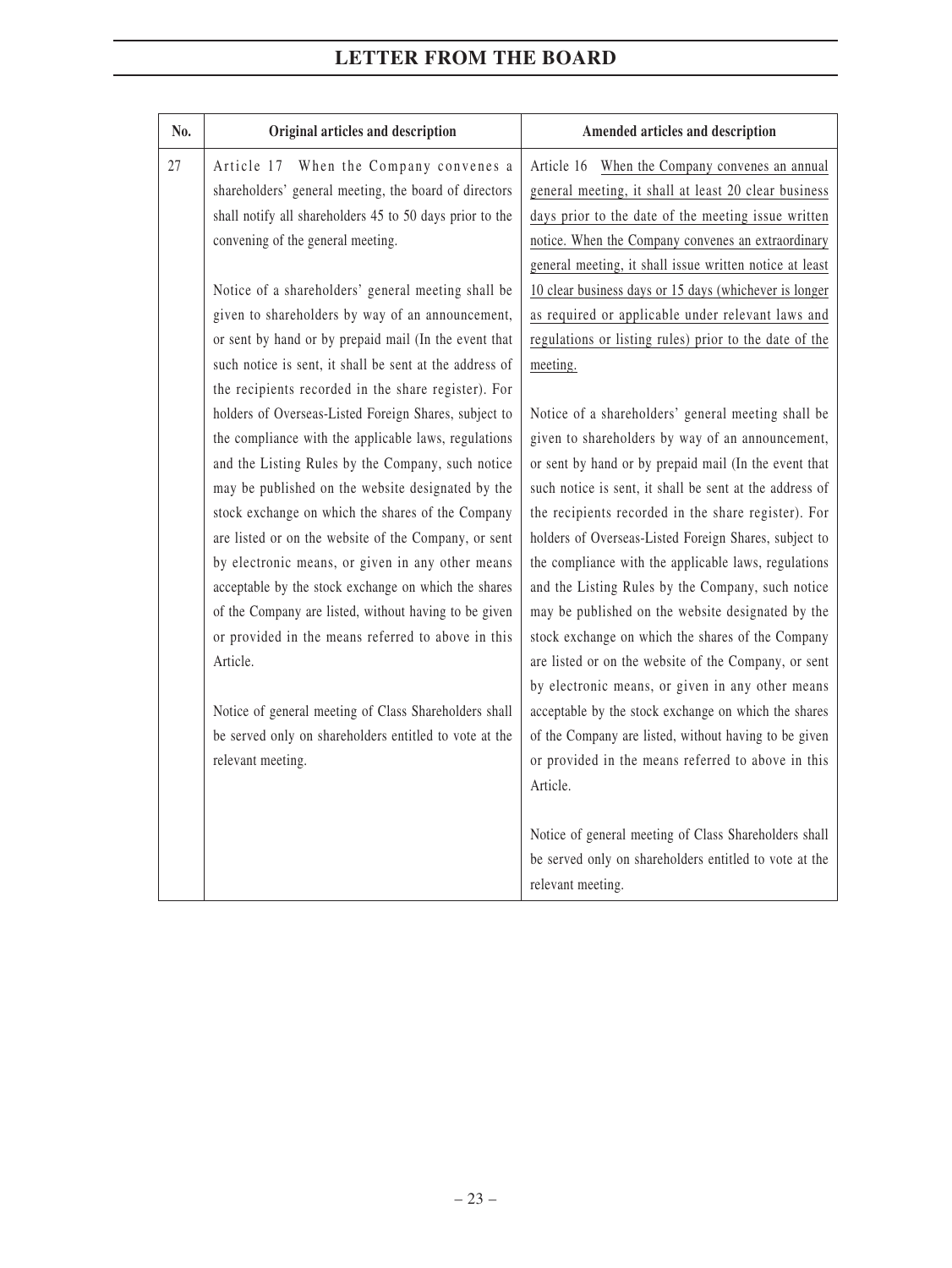# LETTER FROM THE BOARD

| No. | Original articles and description | Amended articles and description |
|---|---|---|
| 27 | Article 17 When the Company convenes a shareholders' general meeting, the board of directors shall notify all shareholders 45 to 50 days prior to the convening of the general meeting.<br><br>Notice of a shareholders' general meeting shall be given to shareholders by way of an announcement, or sent by hand or by prepaid mail (In the event that such notice is sent, it shall be sent at the address of the recipients recorded in the share register). For holders of Overseas-Listed Foreign Shares, subject to the compliance with the applicable laws, regulations and the Listing Rules by the Company, such notice may be published on the website designated by the stock exchange on which the shares of the Company are listed or on the website of the Company, or sent by electronic means, or given in any other means acceptable by the stock exchange on which the shares of the Company are listed, without having to be given or provided in the means referred to above in this Article.<br><br>Notice of general meeting of Class Shareholders shall be served only on shareholders entitled to vote at the relevant meeting. | Article 16 When the Company convenes an annual general meeting, it shall at least 20 clear business days prior to the date of the meeting issue written notice. When the Company convenes an extraordinary general meeting, it shall issue written notice at least 10 clear business days or 15 days (whichever is longer as required or applicable under relevant laws and regulations or listing rules) prior to the date of the meeting.<br><br>Notice of a shareholders' general meeting shall be given to shareholders by way of an announcement, or sent by hand or by prepaid mail (In the event that such notice is sent, it shall be sent at the address of the recipients recorded in the share register). For holders of Overseas-Listed Foreign Shares, subject to the compliance with the applicable laws, regulations and the Listing Rules by the Company, such notice may be published on the website designated by the stock exchange on which the shares of the Company are listed or on the website of the Company, or sent by electronic means, or given in any other means acceptable by the stock exchange on which the shares of the Company are listed, without having to be given or provided in the means referred to above in this Article.<br><br>Notice of general meeting of Class Shareholders shall be served only on shareholders entitled to vote at the relevant meeting. |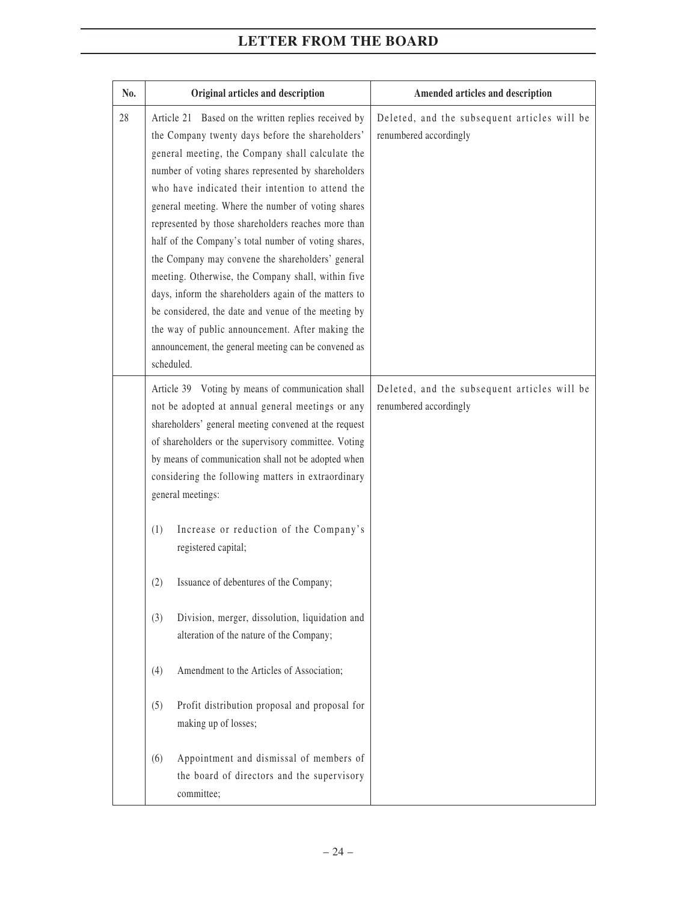| No. | Original articles and description | Amended articles and description |
|---|---|---|
| 28 | Article 21 Based on the written replies received by the Company twenty days before the shareholders' general meeting, the Company shall calculate the number of voting shares represented by shareholders who have indicated their intention to attend the general meeting. Where the number of voting shares represented by those shareholders reaches more than half of the Company's total number of voting shares, the Company may convene the shareholders' general meeting. Otherwise, the Company shall, within five days, inform the shareholders again of the matters to be considered, the date and venue of the meeting by the way of public announcement. After making the announcement, the general meeting can be convened as scheduled. | Deleted, and the subsequent articles will be renumbered accordingly |
| | Article 39 Voting by means of communication shall not be adopted at annual general meetings or any shareholders' general meeting convened at the request of shareholders or the supervisory committee. Voting by means of communication shall not be adopted when considering the following matters in extraordinary general meetings:<br><br>(1) Increase or reduction of the Company's registered capital;<br><br>(2) Issuance of debentures of the Company;<br><br>(3) Division, merger, dissolution, liquidation and alteration of the nature of the Company;<br><br>(4) Amendment to the Articles of Association;<br><br>(5) Profit distribution proposal and proposal for making up of losses;<br><br>(6) Appointment and dismissal of members of the board of directors and the supervisory committee; | Deleted, and the subsequent articles will be renumbered accordingly |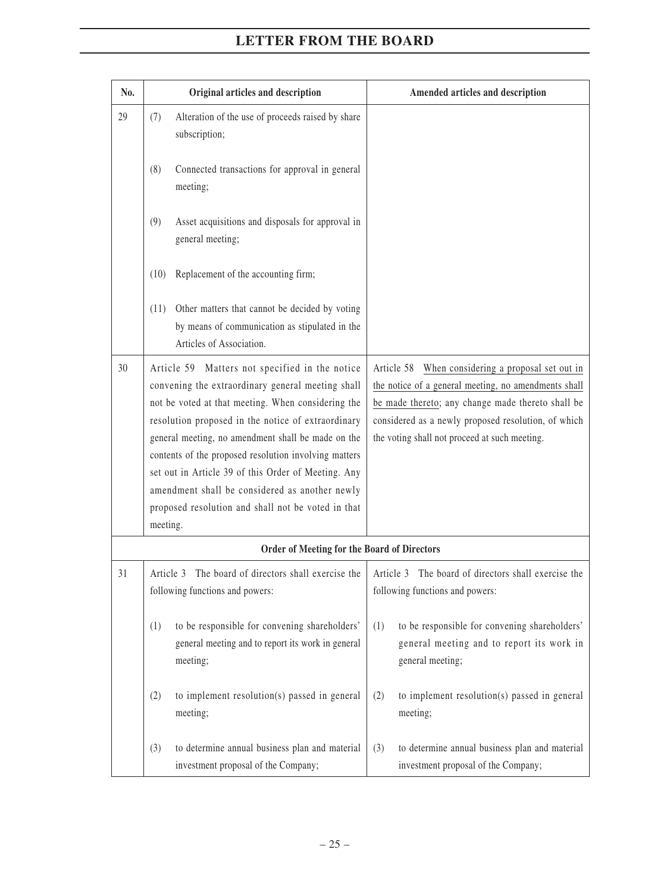| No. | Original articles and description | Amended articles and description |
|---|---|---|
| 29 | (7) Alteration of the use of proceeds raised by share subscription;<br><br>(8) Connected transactions for approval in general meeting;<br><br>(9) Asset acquisitions and disposals for approval in general meeting;<br><br>(10) Replacement of the accounting firm;<br><br>(11) Other matters that cannot be decided by voting by means of communication as stipulated in the Articles of Association. | |
| 30 | Article 59 Matters not specified in the notice convening the extraordinary general meeting shall not be voted at that meeting. When considering the resolution proposed in the notice of extraordinary general meeting, no amendment shall be made on the contents of the proposed resolution involving matters set out in Article 39 of this Order of Meeting. Any amendment shall be considered as another newly proposed resolution and shall not be voted in that meeting. | Article 58 When considering a proposal set out in the notice of a general meeting, no amendments shall be made thereto; any change made thereto shall be considered as a newly proposed resolution, of which the voting shall not proceed at such meeting. |
| | **Order of Meeting for the Board of Directors** | |
| 31 | Article 3 The board of directors shall exercise the following functions and powers:<br><br>(1) to be responsible for convening shareholders' general meeting and to report its work in general meeting;<br><br>(2) to implement resolution(s) passed in general meeting;<br><br>(3) to determine annual business plan and material investment proposal of the Company; | Article 3 The board of directors shall exercise the following functions and powers:<br><br>(1) to be responsible for convening shareholders' general meeting and to report its work in general meeting;<br><br>(2) to implement resolution(s) passed in general meeting;<br><br>(3) to determine annual business plan and material investment proposal of the Company; |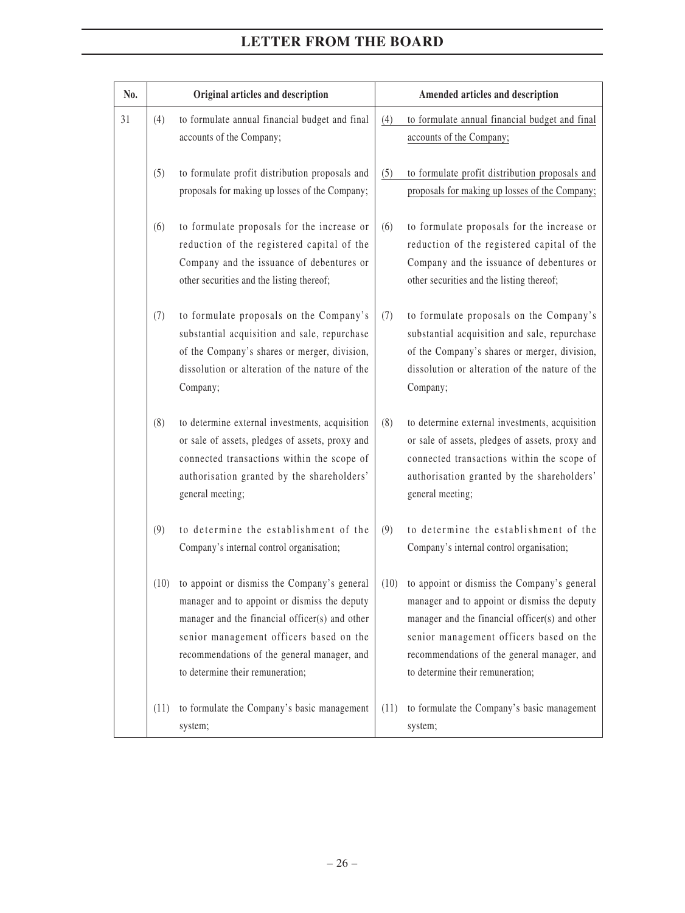# LETTER FROM THE BOARD

| No. | Original articles and description | Amended articles and description |
|---|---|---|
| 31 | (4) to formulate annual financial budget and final accounts of the Company; | (4) to formulate annual financial budget and final accounts of the Company; |
| | (5) to formulate profit distribution proposals and proposals for making up losses of the Company; | (5) to formulate profit distribution proposals and proposals for making up losses of the Company; |
| | (6) to formulate proposals for the increase or reduction of the registered capital of the Company and the issuance of debentures or other securities and the listing thereof; | (6) to formulate proposals for the increase or reduction of the registered capital of the Company and the issuance of debentures or other securities and the listing thereof; |
| | (7) to formulate proposals on the Company's substantial acquisition and sale, repurchase of the Company's shares or merger, division, dissolution or alteration of the nature of the Company; | (7) to formulate proposals on the Company's substantial acquisition and sale, repurchase of the Company's shares or merger, division, dissolution or alteration of the nature of the Company; |
| | (8) to determine external investments, acquisition or sale of assets, pledges of assets, proxy and connected transactions within the scope of authorisation granted by the shareholders' general meeting; | (8) to determine external investments, acquisition or sale of assets, pledges of assets, proxy and connected transactions within the scope of authorisation granted by the shareholders' general meeting; |
| | (9) to determine the establishment of the Company's internal control organisation; | (9) to determine the establishment of the Company's internal control organisation; |
| | (10) to appoint or dismiss the Company's general manager and to appoint or dismiss the deputy manager and the financial officer(s) and other senior management officers based on the recommendations of the general manager, and to determine their remuneration; | (10) to appoint or dismiss the Company's general manager and to appoint or dismiss the deputy manager and the financial officer(s) and other senior management officers based on the recommendations of the general manager, and to determine their remuneration; |
| | (11) to formulate the Company's basic management system; | (11) to formulate the Company's basic management system; |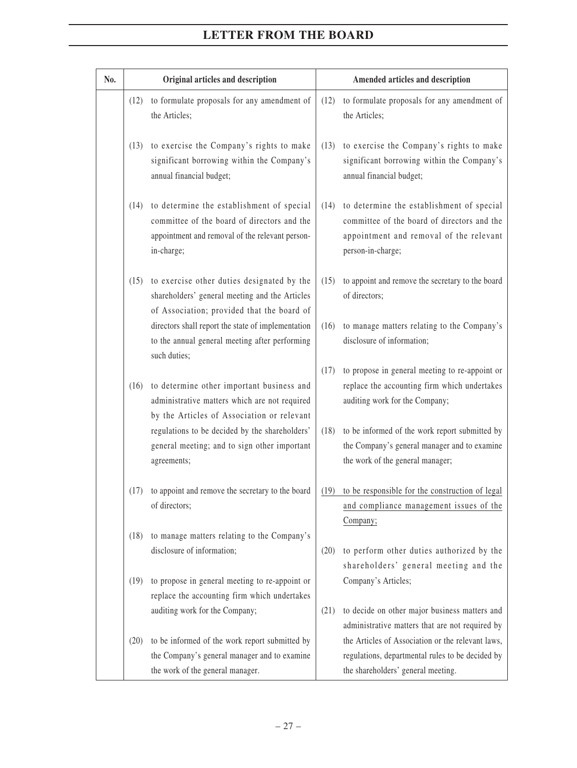| No. | Original articles and description | Amended articles and description |
|---|---|---|
| | (12) to formulate proposals for any amendment of the Articles; | (12) to formulate proposals for any amendment of the Articles; |
| | (13) to exercise the Company's rights to make significant borrowing within the Company's annual financial budget; | (13) to exercise the Company's rights to make significant borrowing within the Company's annual financial budget; |
| | (14) to determine the establishment of special committee of the board of directors and the appointment and removal of the relevant person-in-charge; | (14) to determine the establishment of special committee of the board of directors and the appointment and removal of the relevant person-in-charge; |
| | (15) to exercise other duties designated by the shareholders' general meeting and the Articles of Association; provided that the board of directors shall report the state of implementation to the annual general meeting after performing such duties; | (15) to appoint and remove the secretary to the board of directors; |
| | | (16) to manage matters relating to the Company's disclosure of information; |
| | (16) to determine other important business and administrative matters which are not required by the Articles of Association or relevant regulations to be decided by the shareholders' general meeting; and to sign other important agreements; | (17) to propose in general meeting to re-appoint or replace the accounting firm which undertakes auditing work for the Company; |
| | | (18) to be informed of the work report submitted by the Company's general manager and to examine the work of the general manager; |
| | (17) to appoint and remove the secretary to the board of directors; | (19) to be responsible for the construction of legal and compliance management issues of the Company; |
| | (18) to manage matters relating to the Company's disclosure of information; | (20) to perform other duties authorized by the shareholders' general meeting and the Company's Articles; |
| | (19) to propose in general meeting to re-appoint or replace the accounting firm which undertakes auditing work for the Company; | (21) to decide on other major business matters and administrative matters that are not required by the Articles of Association or the relevant laws, regulations, departmental rules to be decided by the shareholders' general meeting. |
| | (20) to be informed of the work report submitted by the Company's general manager and to examine the work of the general manager. | |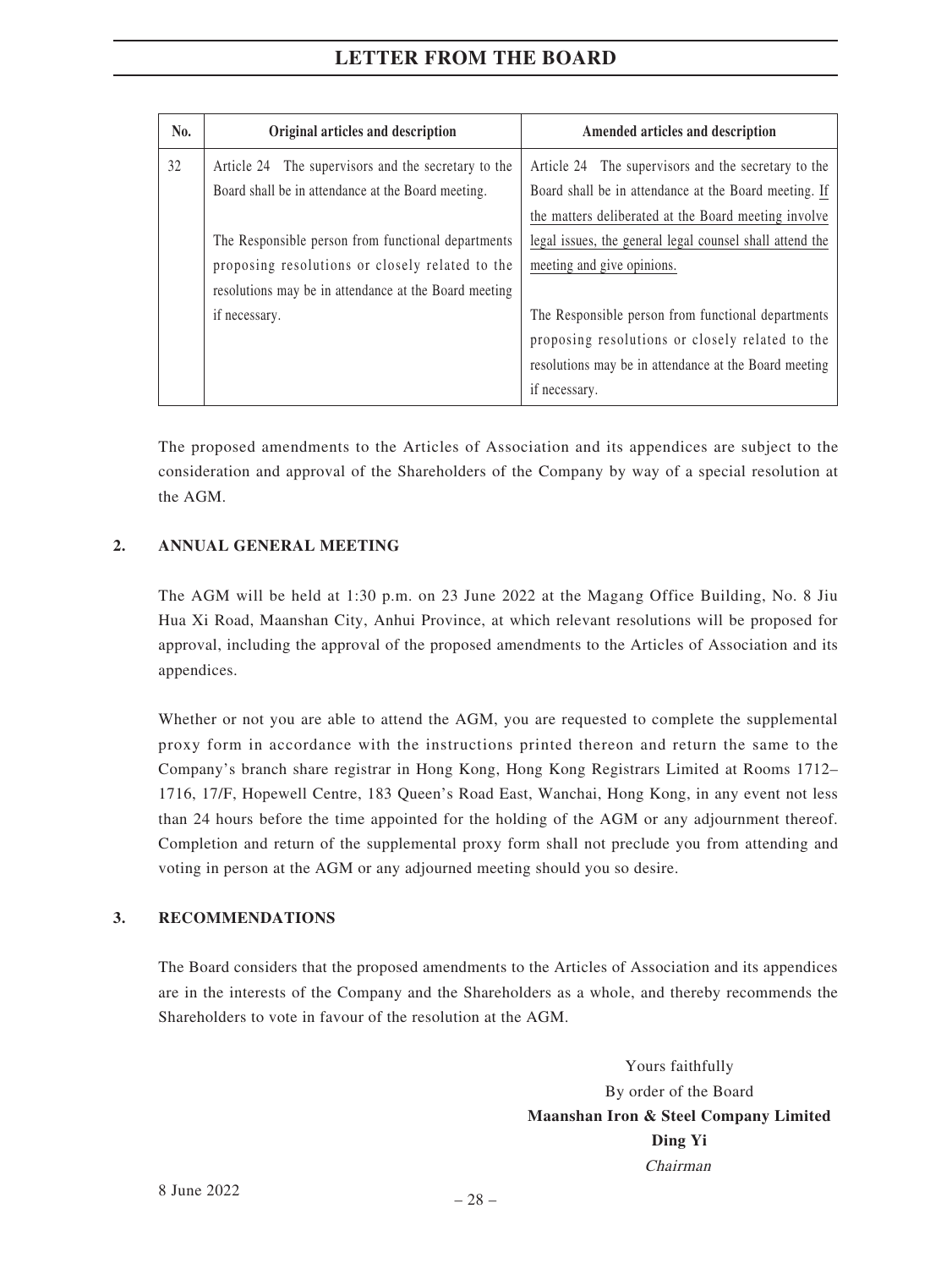| No. | Original articles and description | Amended articles and description |
|---|---|---|
| 32 | Article 24 The supervisors and the secretary to the Board shall be in attendance at the Board meeting.<br><br>The Responsible person from functional departments proposing resolutions or closely related to the resolutions may be in attendance at the Board meeting if necessary. | Article 24 The supervisors and the secretary to the Board shall be in attendance at the Board meeting. If the matters deliberated at the Board meeting involve legal issues, the general legal counsel shall attend the meeting and give opinions.<br><br>The Responsible person from functional departments proposing resolutions or closely related to the resolutions may be in attendance at the Board meeting if necessary. |

The proposed amendments to the Articles of Association and its appendices are subject to the consideration and approval of the Shareholders of the Company by way of a special resolution at the AGM.

## 2. ANNUAL GENERAL MEETING

The AGM will be held at 1:30 p.m. on 23 June 2022 at the Magang Office Building, No. 8 Jiu Hua Xi Road, Maanshan City, Anhui Province, at which relevant resolutions will be proposed for approval, including the approval of the proposed amendments to the Articles of Association and its appendices.

Whether or not you are able to attend the AGM, you are requested to complete the supplemental proxy form in accordance with the instructions printed thereon and return the same to the Company's branch share registrar in Hong Kong, Hong Kong Registrars Limited at Rooms 1712–1716, 17/F, Hopewell Centre, 183 Queen's Road East, Wanchai, Hong Kong, in any event not less than 24 hours before the time appointed for the holding of the AGM or any adjournment thereof. Completion and return of the supplemental proxy form shall not preclude you from attending and voting in person at the AGM or any adjourned meeting should you so desire.

## 3. RECOMMENDATIONS

The Board considers that the proposed amendments to the Articles of Association and its appendices are in the interests of the Company and the Shareholders as a whole, and thereby recommends the Shareholders to vote in favour of the resolution at the AGM.

Yours faithfully
By order of the Board
**Maanshan Iron & Steel Company Limited**
**Ding Yi**
*Chairman*

8 June 2022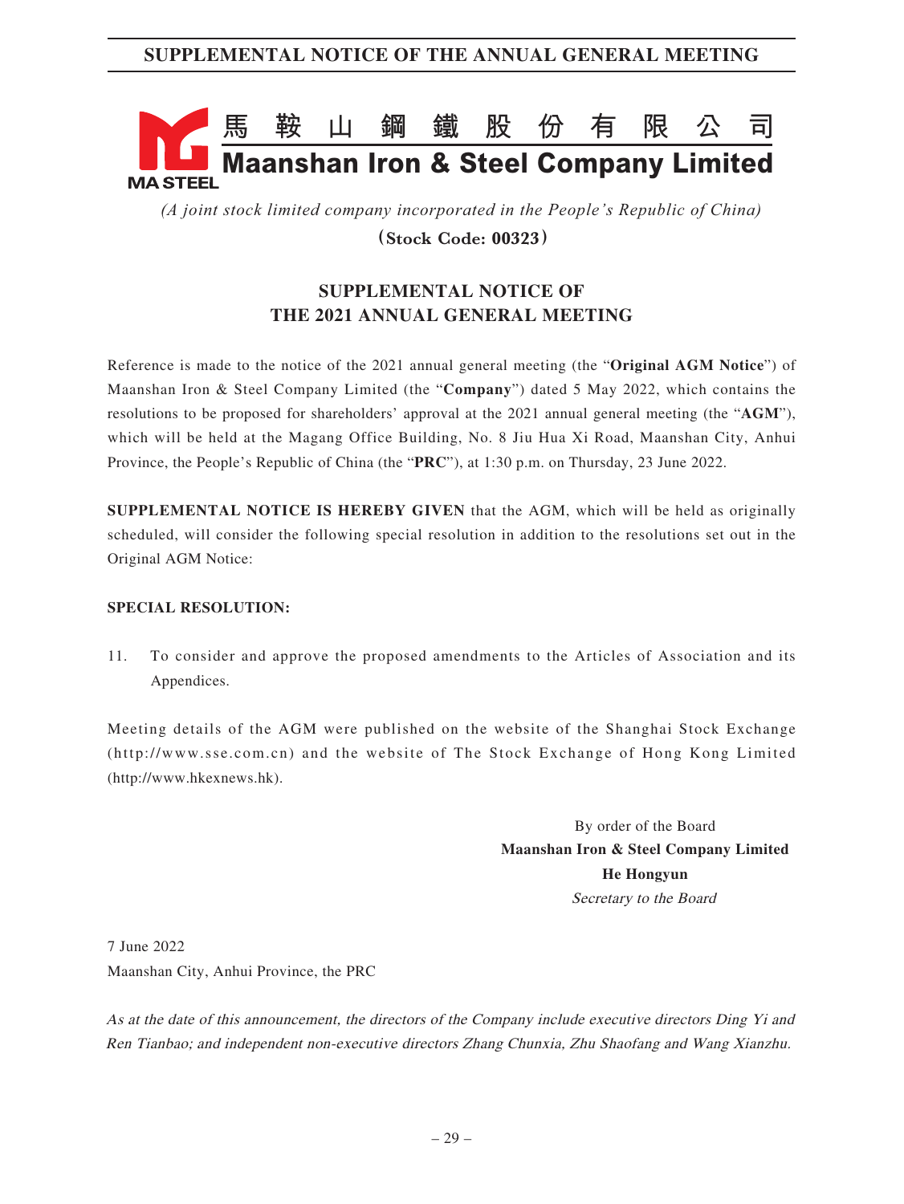# 馬鞍山鋼鐵股份有限公司
# Maanshan Iron & Steel Company Limited

*(A joint stock limited company incorporated in the People's Republic of China)*

**(Stock Code: 00323)**

## SUPPLEMENTAL NOTICE OF THE 2021 ANNUAL GENERAL MEETING

Reference is made to the notice of the 2021 annual general meeting (the "**Original AGM Notice**") of Maanshan Iron & Steel Company Limited (the "**Company**") dated 5 May 2022, which contains the resolutions to be proposed for shareholders' approval at the 2021 annual general meeting (the "**AGM**"), which will be held at the Magang Office Building, No. 8 Jiu Hua Xi Road, Maanshan City, Anhui Province, the People's Republic of China (the "**PRC**"), at 1:30 p.m. on Thursday, 23 June 2022.

**SUPPLEMENTAL NOTICE IS HEREBY GIVEN** that the AGM, which will be held as originally scheduled, will consider the following special resolution in addition to the resolutions set out in the Original AGM Notice:

**SPECIAL RESOLUTION:**

11. To consider and approve the proposed amendments to the Articles of Association and its Appendices.

Meeting details of the AGM were published on the website of the Shanghai Stock Exchange (http://www.sse.com.cn) and the website of The Stock Exchange of Hong Kong Limited (http://www.hkexnews.hk).

By order of the Board
**Maanshan Iron & Steel Company Limited**
**He Hongyun**
*Secretary to the Board*

7 June 2022
Maanshan City, Anhui Province, the PRC

*As at the date of this announcement, the directors of the Company include executive directors Ding Yi and Ren Tianbao; and independent non-executive directors Zhang Chunxia, Zhu Shaofang and Wang Xianzhu.*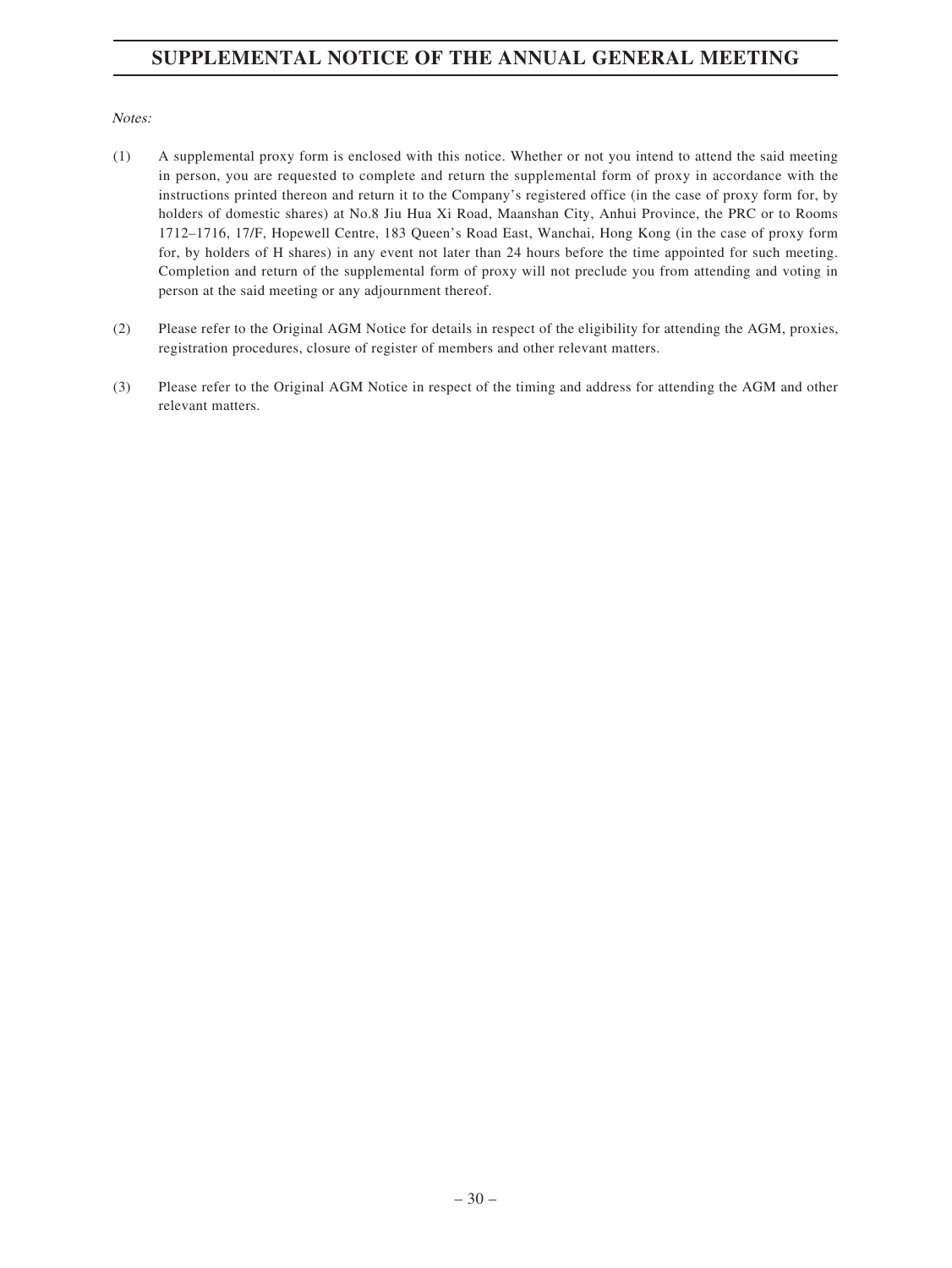*Notes:*

(1) A supplemental proxy form is enclosed with this notice. Whether or not you intend to attend the said meeting in person, you are requested to complete and return the supplemental form of proxy in accordance with the instructions printed thereon and return it to the Company's registered office (in the case of proxy form for, by holders of domestic shares) at No.8 Jiu Hua Xi Road, Maanshan City, Anhui Province, the PRC or to Rooms 1712–1716, 17/F, Hopewell Centre, 183 Queen's Road East, Wanchai, Hong Kong (in the case of proxy form for, by holders of H shares) in any event not later than 24 hours before the time appointed for such meeting. Completion and return of the supplemental form of proxy will not preclude you from attending and voting in person at the said meeting or any adjournment thereof.

(2) Please refer to the Original AGM Notice for details in respect of the eligibility for attending the AGM, proxies, registration procedures, closure of register of members and other relevant matters.

(3) Please refer to the Original AGM Notice in respect of the timing and address for attending the AGM and other relevant matters.